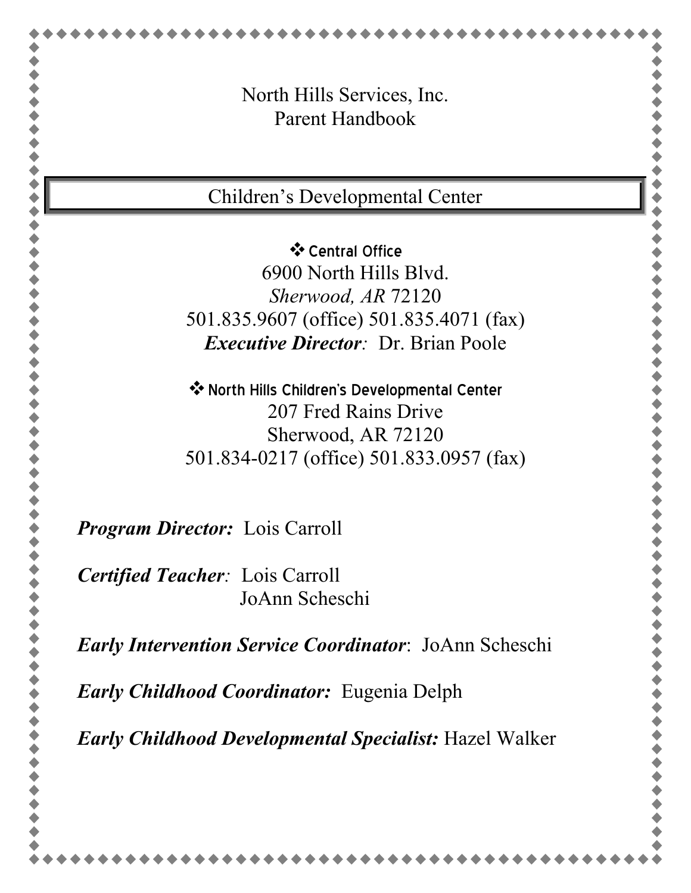# North Hills Services, Inc.
# Parent Handbook

## Children's Developmental Center

❖ **Central Office**

6900 North Hills Blvd.
*Sherwood, AR* 72120
501.835.9607 (office) 501.835.4071 (fax)
***Executive Director**:* Dr. Brian Poole

❖ **North Hills Children's Developmental Center**

207 Fred Rains Drive
Sherwood, AR 72120
501.834-0217 (office) 501.833.0957 (fax)

***Program Director:*** Lois Carroll

***Certified Teacher**:* Lois Carroll
JoAnn Scheschi

***Early Intervention Service Coordinator***: JoAnn Scheschi

***Early Childhood Coordinator:*** Eugenia Delph

***Early Childhood Developmental Specialist:*** Hazel Walker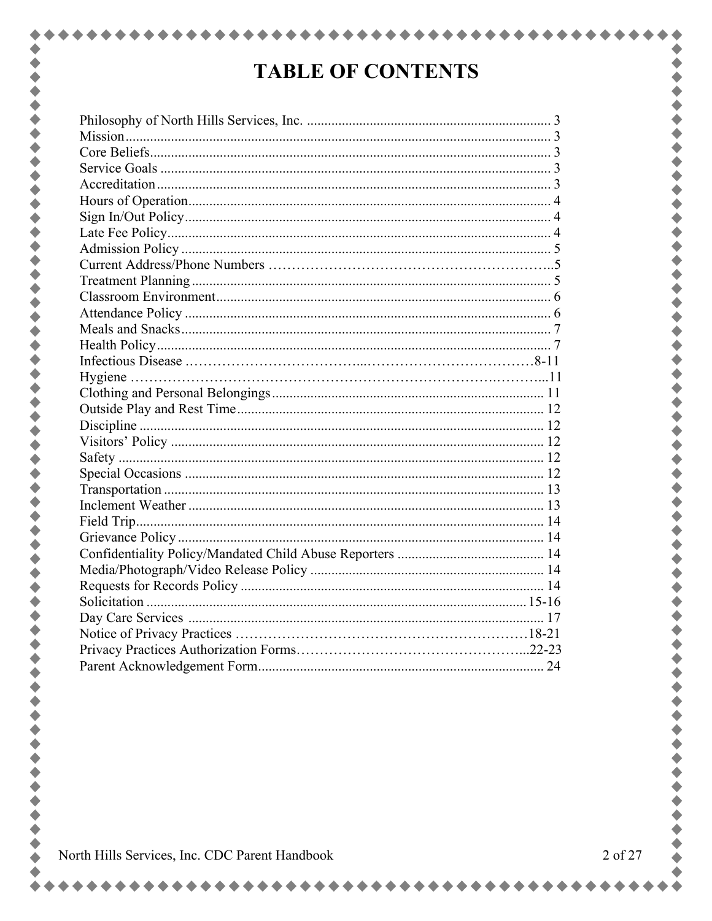# TABLE OF CONTENTS

| Section | Page |
|---|---|
| Philosophy of North Hills Services, Inc. | 3 |
| Mission | 3 |
| Core Beliefs | 3 |
| Service Goals | 3 |
| Accreditation | 3 |
| Hours of Operation | 4 |
| Sign In/Out Policy | 4 |
| Late Fee Policy | 4 |
| Admission Policy | 5 |
| Current Address/Phone Numbers | 5 |
| Treatment Planning | 5 |
| Classroom Environment | 6 |
| Attendance Policy | 6 |
| Meals and Snacks | 7 |
| Health Policy | 7 |
| Infectious Disease | 8-11 |
| Hygiene | 11 |
| Clothing and Personal Belongings | 11 |
| Outside Play and Rest Time | 12 |
| Discipline | 12 |
| Visitors' Policy | 12 |
| Safety | 12 |
| Special Occasions | 12 |
| Transportation | 13 |
| Inclement Weather | 13 |
| Field Trip | 14 |
| Grievance Policy | 14 |
| Confidentiality Policy/Mandated Child Abuse Reporters | 14 |
| Media/Photograph/Video Release Policy | 14 |
| Requests for Records Policy | 14 |
| Solicitation | 15-16 |
| Day Care Services | 17 |
| Notice of Privacy Practices | 18-21 |
| Privacy Practices Authorization Forms | 22-23 |
| Parent Acknowledgement Form | 24 |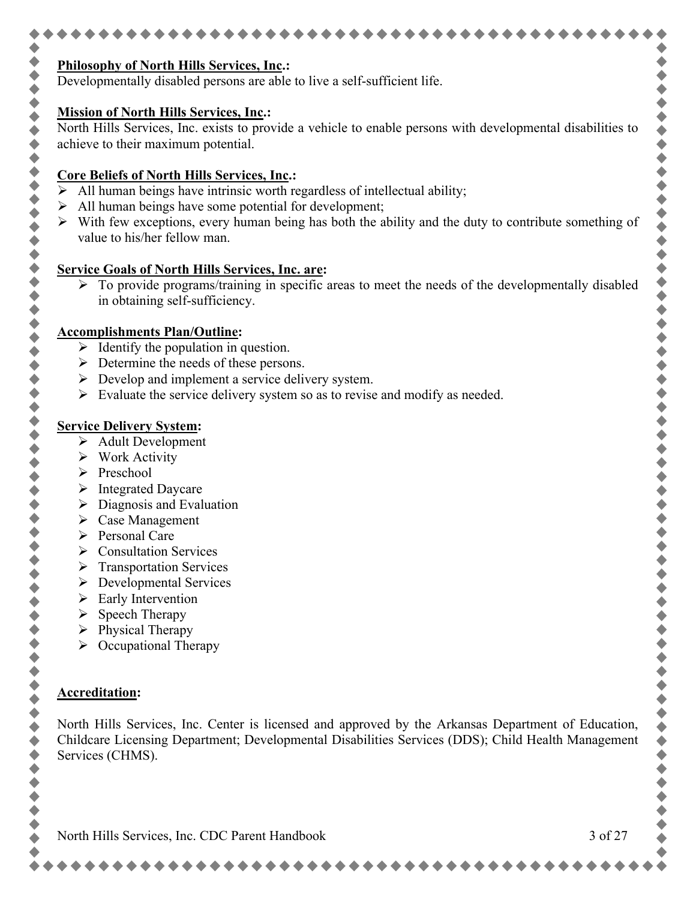**Philosophy of North Hills Services, Inc.:**

Developmentally disabled persons are able to live a self-sufficient life.

**Mission of North Hills Services, Inc.:**

North Hills Services, Inc. exists to provide a vehicle to enable persons with developmental disabilities to achieve to their maximum potential.

**Core Beliefs of North Hills Services, Inc.:**

- All human beings have intrinsic worth regardless of intellectual ability;
- All human beings have some potential for development;
- With few exceptions, every human being has both the ability and the duty to contribute something of value to his/her fellow man.

**Service Goals of North Hills Services, Inc. are:**

- To provide programs/training in specific areas to meet the needs of the developmentally disabled in obtaining self-sufficiency.

**Accomplishments Plan/Outline:**

- Identify the population in question.
- Determine the needs of these persons.
- Develop and implement a service delivery system.
- Evaluate the service delivery system so as to revise and modify as needed.

**Service Delivery System:**

- Adult Development
- Work Activity
- Preschool
- Integrated Daycare
- Diagnosis and Evaluation
- Case Management
- Personal Care
- Consultation Services
- Transportation Services
- Developmental Services
- Early Intervention
- Speech Therapy
- Physical Therapy
- Occupational Therapy

**Accreditation:**

North Hills Services, Inc. Center is licensed and approved by the Arkansas Department of Education, Childcare Licensing Department; Developmental Disabilities Services (DDS); Child Health Management Services (CHMS).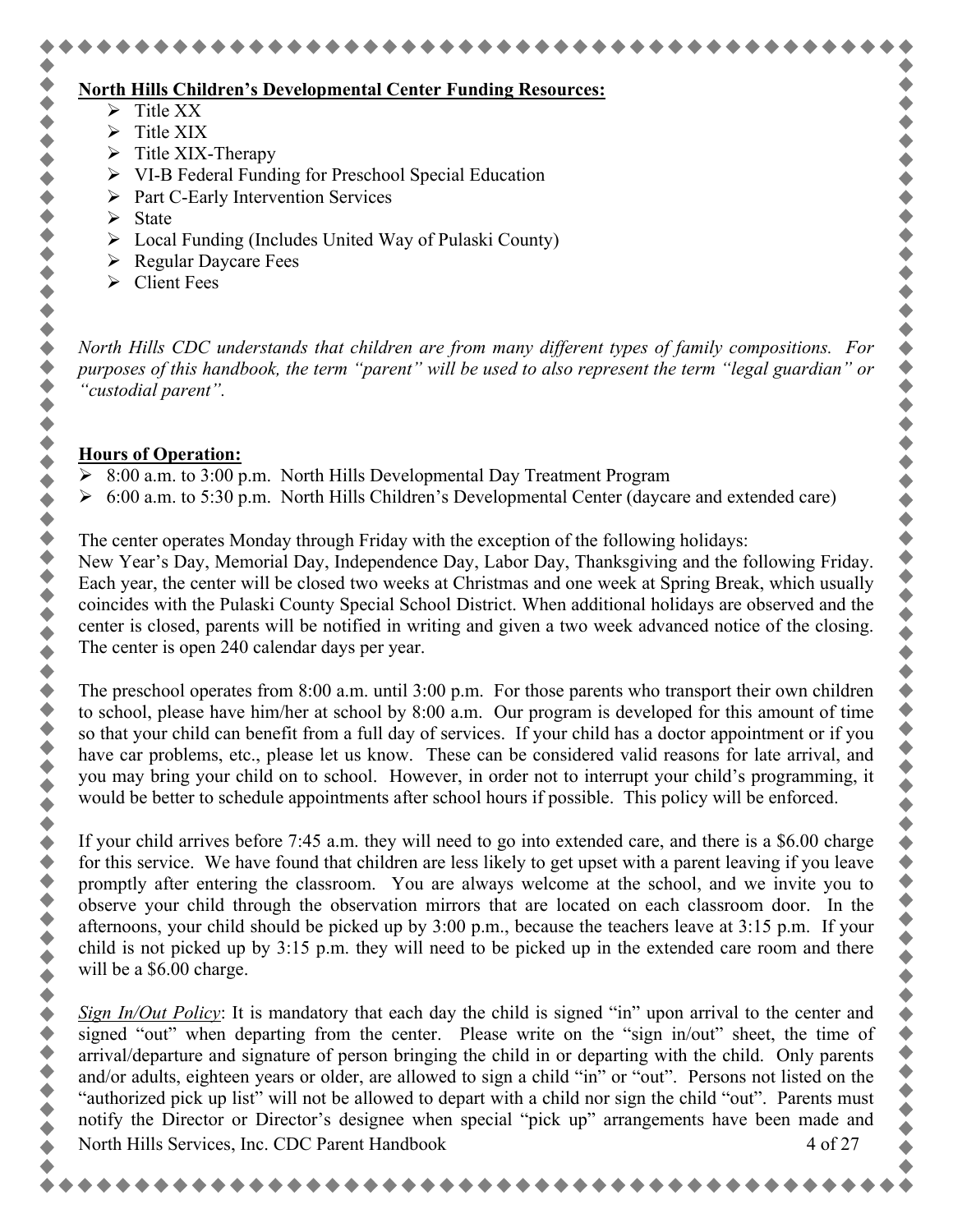**North Hills Children's Developmental Center Funding Resources:**

- Title XX
- Title XIX
- Title XIX-Therapy
- VI-B Federal Funding for Preschool Special Education
- Part C-Early Intervention Services
- State
- Local Funding (Includes United Way of Pulaski County)
- Regular Daycare Fees
- Client Fees

*North Hills CDC understands that children are from many different types of family compositions. For purposes of this handbook, the term "parent" will be used to also represent the term "legal guardian" or "custodial parent".*

**Hours of Operation:**

- 8:00 a.m. to 3:00 p.m. North Hills Developmental Day Treatment Program
- 6:00 a.m. to 5:30 p.m. North Hills Children's Developmental Center (daycare and extended care)

The center operates Monday through Friday with the exception of the following holidays:
New Year's Day, Memorial Day, Independence Day, Labor Day, Thanksgiving and the following Friday. Each year, the center will be closed two weeks at Christmas and one week at Spring Break, which usually coincides with the Pulaski County Special School District. When additional holidays are observed and the center is closed, parents will be notified in writing and given a two week advanced notice of the closing. The center is open 240 calendar days per year.

The preschool operates from 8:00 a.m. until 3:00 p.m. For those parents who transport their own children to school, please have him/her at school by 8:00 a.m. Our program is developed for this amount of time so that your child can benefit from a full day of services. If your child has a doctor appointment or if you have car problems, etc., please let us know. These can be considered valid reasons for late arrival, and you may bring your child on to school. However, in order not to interrupt your child's programming, it would be better to schedule appointments after school hours if possible. This policy will be enforced.

If your child arrives before 7:45 a.m. they will need to go into extended care, and there is a $6.00 charge for this service. We have found that children are less likely to get upset with a parent leaving if you leave promptly after entering the classroom. You are always welcome at the school, and we invite you to observe your child through the observation mirrors that are located on each classroom door. In the afternoons, your child should be picked up by 3:00 p.m., because the teachers leave at 3:15 p.m. If your child is not picked up by 3:15 p.m. they will need to be picked up in the extended care room and there will be a $6.00 charge.

*Sign In/Out Policy*: It is mandatory that each day the child is signed "in" upon arrival to the center and signed "out" when departing from the center. Please write on the "sign in/out" sheet, the time of arrival/departure and signature of person bringing the child in or departing with the child. Only parents and/or adults, eighteen years or older, are allowed to sign a child "in" or "out". Persons not listed on the "authorized pick up list" will not be allowed to depart with a child nor sign the child "out". Parents must notify the Director or Director's designee when special "pick up" arrangements have been made and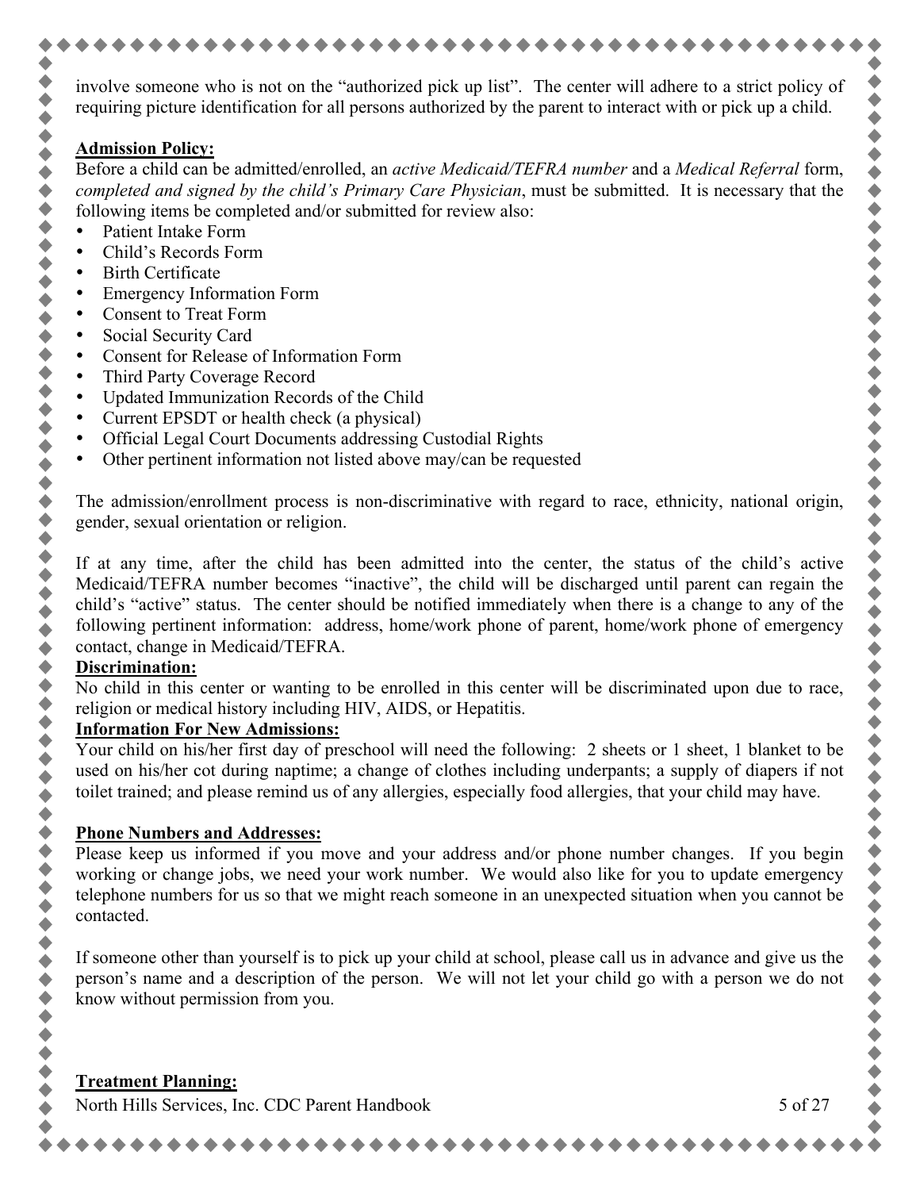involve someone who is not on the "authorized pick up list". The center will adhere to a strict policy of requiring picture identification for all persons authorized by the parent to interact with or pick up a child.

**Admission Policy:**

Before a child can be admitted/enrolled, an *active Medicaid/TEFRA number* and a *Medical Referral* form, *completed and signed by the child's Primary Care Physician*, must be submitted. It is necessary that the following items be completed and/or submitted for review also:

- Patient Intake Form
- Child's Records Form
- Birth Certificate
- Emergency Information Form
- Consent to Treat Form
- Social Security Card
- Consent for Release of Information Form
- Third Party Coverage Record
- Updated Immunization Records of the Child
- Current EPSDT or health check (a physical)
- Official Legal Court Documents addressing Custodial Rights
- Other pertinent information not listed above may/can be requested

The admission/enrollment process is non-discriminative with regard to race, ethnicity, national origin, gender, sexual orientation or religion.

If at any time, after the child has been admitted into the center, the status of the child's active Medicaid/TEFRA number becomes "inactive", the child will be discharged until parent can regain the child's "active" status. The center should be notified immediately when there is a change to any of the following pertinent information: address, home/work phone of parent, home/work phone of emergency contact, change in Medicaid/TEFRA.

**Discrimination:**

No child in this center or wanting to be enrolled in this center will be discriminated upon due to race, religion or medical history including HIV, AIDS, or Hepatitis.

**Information For New Admissions:**

Your child on his/her first day of preschool will need the following: 2 sheets or 1 sheet, 1 blanket to be used on his/her cot during naptime; a change of clothes including underpants; a supply of diapers if not toilet trained; and please remind us of any allergies, especially food allergies, that your child may have.

**Phone Numbers and Addresses:**

Please keep us informed if you move and your address and/or phone number changes. If you begin working or change jobs, we need your work number. We would also like for you to update emergency telephone numbers for us so that we might reach someone in an unexpected situation when you cannot be contacted.

If someone other than yourself is to pick up your child at school, please call us in advance and give us the person's name and a description of the person. We will not let your child go with a person we do not know without permission from you.

**Treatment Planning:**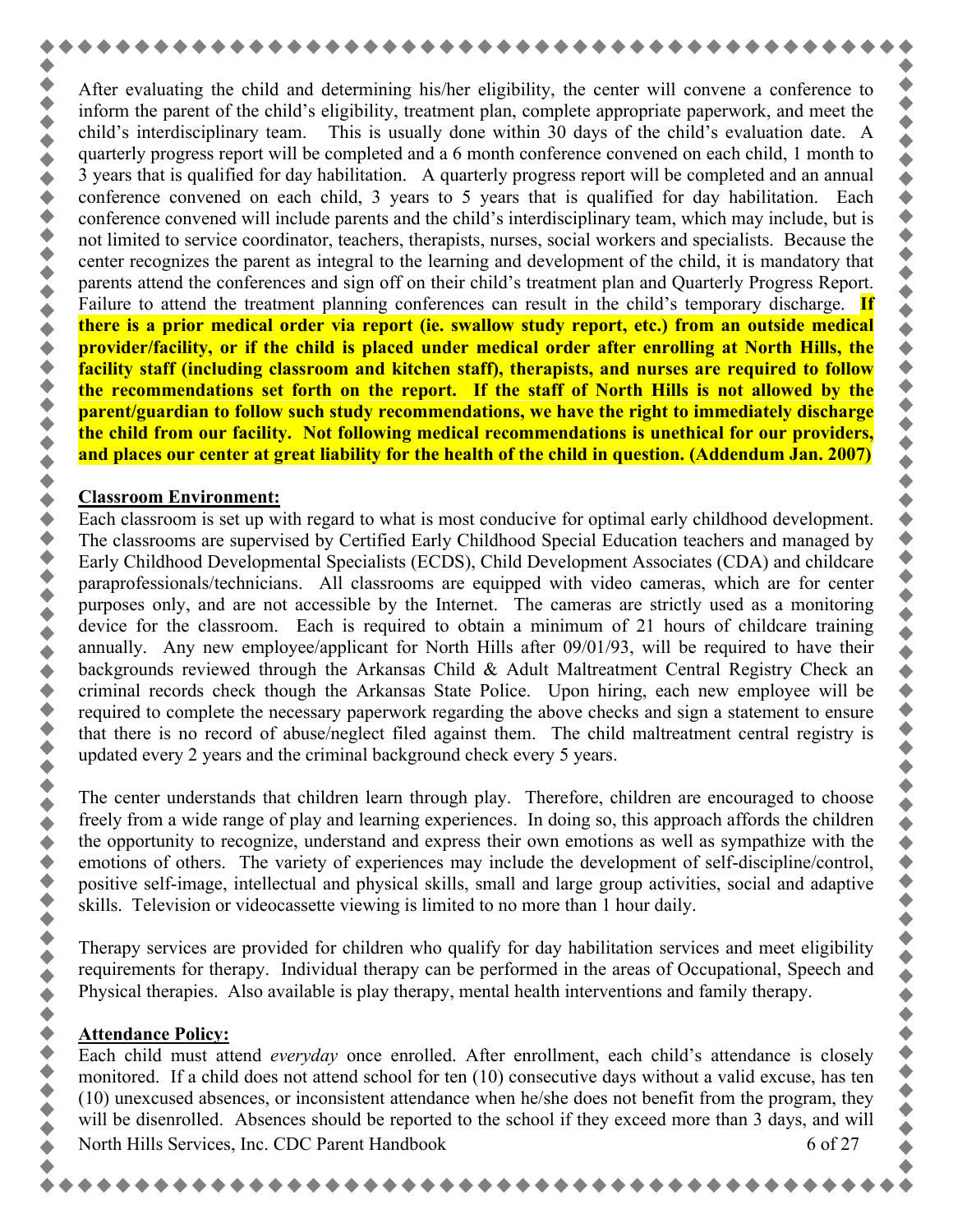After evaluating the child and determining his/her eligibility, the center will convene a conference to inform the parent of the child's eligibility, treatment plan, complete appropriate paperwork, and meet the child's interdisciplinary team. This is usually done within 30 days of the child's evaluation date. A quarterly progress report will be completed and a 6 month conference convened on each child, 1 month to 3 years that is qualified for day habilitation. A quarterly progress report will be completed and an annual conference convened on each child, 3 years to 5 years that is qualified for day habilitation. Each conference convened will include parents and the child's interdisciplinary team, which may include, but is not limited to service coordinator, teachers, therapists, nurses, social workers and specialists. Because the center recognizes the parent as integral to the learning and development of the child, it is mandatory that parents attend the conferences and sign off on their child's treatment plan and Quarterly Progress Report. Failure to attend the treatment planning conferences can result in the child's temporary discharge. **If there is a prior medical order via report (ie. swallow study report, etc.) from an outside medical provider/facility, or if the child is placed under medical order after enrolling at North Hills, the facility staff (including classroom and kitchen staff), therapists, and nurses are required to follow the recommendations set forth on the report. If the staff of North Hills is not allowed by the parent/guardian to follow such study recommendations, we have the right to immediately discharge the child from our facility. Not following medical recommendations is unethical for our providers, and places our center at great liability for the health of the child in question. (Addendum Jan. 2007)**

**Classroom Environment:**

Each classroom is set up with regard to what is most conducive for optimal early childhood development. The classrooms are supervised by Certified Early Childhood Special Education teachers and managed by Early Childhood Developmental Specialists (ECDS), Child Development Associates (CDA) and childcare paraprofessionals/technicians. All classrooms are equipped with video cameras, which are for center purposes only, and are not accessible by the Internet. The cameras are strictly used as a monitoring device for the classroom. Each is required to obtain a minimum of 21 hours of childcare training annually. Any new employee/applicant for North Hills after 09/01/93, will be required to have their backgrounds reviewed through the Arkansas Child & Adult Maltreatment Central Registry Check an criminal records check though the Arkansas State Police. Upon hiring, each new employee will be required to complete the necessary paperwork regarding the above checks and sign a statement to ensure that there is no record of abuse/neglect filed against them. The child maltreatment central registry is updated every 2 years and the criminal background check every 5 years.

The center understands that children learn through play. Therefore, children are encouraged to choose freely from a wide range of play and learning experiences. In doing so, this approach affords the children the opportunity to recognize, understand and express their own emotions as well as sympathize with the emotions of others. The variety of experiences may include the development of self-discipline/control, positive self-image, intellectual and physical skills, small and large group activities, social and adaptive skills. Television or videocassette viewing is limited to no more than 1 hour daily.

Therapy services are provided for children who qualify for day habilitation services and meet eligibility requirements for therapy. Individual therapy can be performed in the areas of Occupational, Speech and Physical therapies. Also available is play therapy, mental health interventions and family therapy.

**Attendance Policy:**

Each child must attend *everyday* once enrolled. After enrollment, each child's attendance is closely monitored. If a child does not attend school for ten (10) consecutive days without a valid excuse, has ten (10) unexcused absences, or inconsistent attendance when he/she does not benefit from the program, they will be disenrolled. Absences should be reported to the school if they exceed more than 3 days, and will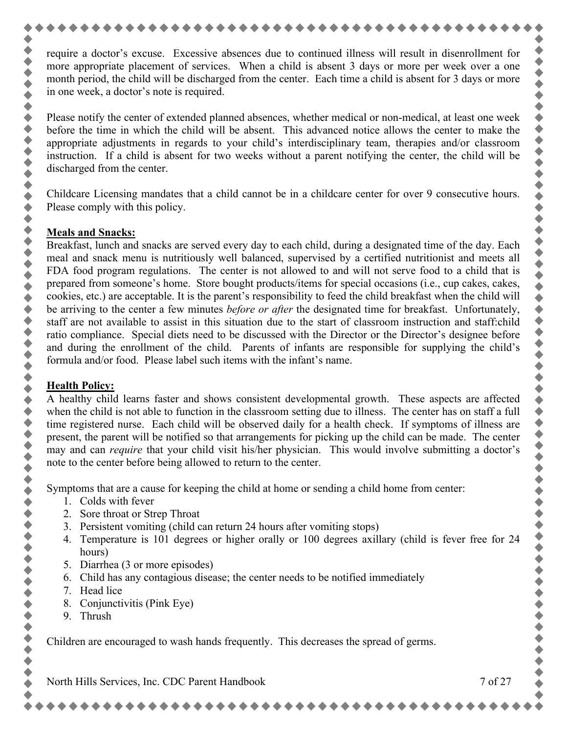require a doctor's excuse. Excessive absences due to continued illness will result in disenrollment for more appropriate placement of services. When a child is absent 3 days or more per week over a one month period, the child will be discharged from the center. Each time a child is absent for 3 days or more in one week, a doctor's note is required.

Please notify the center of extended planned absences, whether medical or non-medical, at least one week before the time in which the child will be absent. This advanced notice allows the center to make the appropriate adjustments in regards to your child's interdisciplinary team, therapies and/or classroom instruction. If a child is absent for two weeks without a parent notifying the center, the child will be discharged from the center.

Childcare Licensing mandates that a child cannot be in a childcare center for over 9 consecutive hours. Please comply with this policy.

**Meals and Snacks:**

Breakfast, lunch and snacks are served every day to each child, during a designated time of the day. Each meal and snack menu is nutritiously well balanced, supervised by a certified nutritionist and meets all FDA food program regulations. The center is not allowed to and will not serve food to a child that is prepared from someone's home. Store bought products/items for special occasions (i.e., cup cakes, cakes, cookies, etc.) are acceptable. It is the parent's responsibility to feed the child breakfast when the child will be arriving to the center a few minutes *before or after* the designated time for breakfast. Unfortunately, staff are not available to assist in this situation due to the start of classroom instruction and staff:child ratio compliance. Special diets need to be discussed with the Director or the Director's designee before and during the enrollment of the child. Parents of infants are responsible for supplying the child's formula and/or food. Please label such items with the infant's name.

**Health Policy:**

A healthy child learns faster and shows consistent developmental growth. These aspects are affected when the child is not able to function in the classroom setting due to illness. The center has on staff a full time registered nurse. Each child will be observed daily for a health check. If symptoms of illness are present, the parent will be notified so that arrangements for picking up the child can be made. The center may and can *require* that your child visit his/her physician. This would involve submitting a doctor's note to the center before being allowed to return to the center.

Symptoms that are a cause for keeping the child at home or sending a child home from center:

1. Colds with fever
2. Sore throat or Strep Throat
3. Persistent vomiting (child can return 24 hours after vomiting stops)
4. Temperature is 101 degrees or higher orally or 100 degrees axillary (child is fever free for 24 hours)
5. Diarrhea (3 or more episodes)
6. Child has any contagious disease; the center needs to be notified immediately
7. Head lice
8. Conjunctivitis (Pink Eye)
9. Thrush

Children are encouraged to wash hands frequently. This decreases the spread of germs.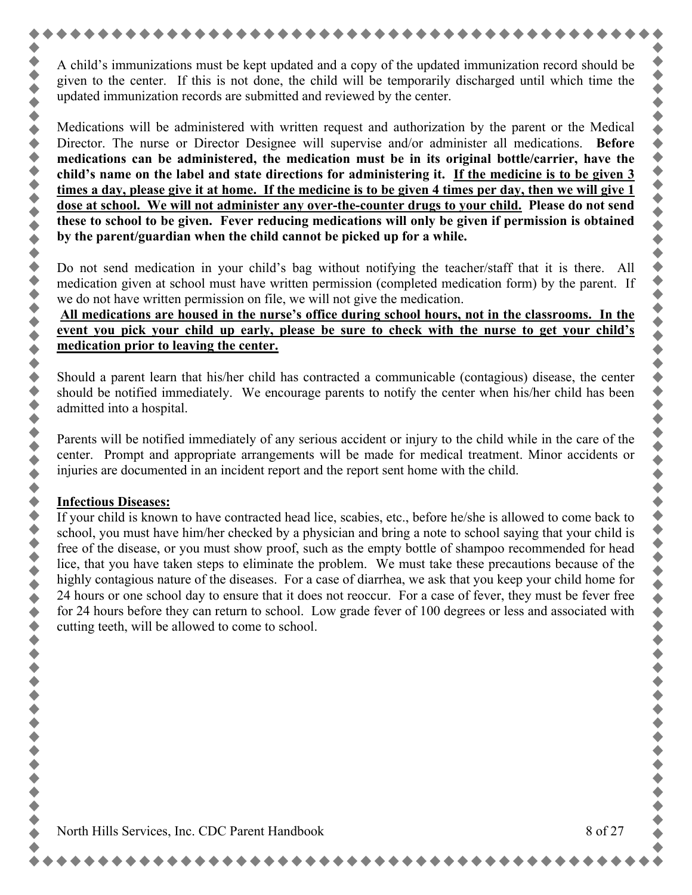A child's immunizations must be kept updated and a copy of the updated immunization record should be given to the center. If this is not done, the child will be temporarily discharged until which time the updated immunization records are submitted and reviewed by the center.

Medications will be administered with written request and authorization by the parent or the Medical Director. The nurse or Director Designee will supervise and/or administer all medications. **Before medications can be administered, the medication must be in its original bottle/carrier, have the child's name on the label and state directions for administering it. <u>If the medicine is to be given 3 times a day, please give it at home. If the medicine is to be given 4 times per day, then we will give 1 dose at school. We will not administer any over-the-counter drugs to your child.</u> Please do not send these to school to be given. Fever reducing medications will only be given if permission is obtained by the parent/guardian when the child cannot be picked up for a while.**

Do not send medication in your child's bag without notifying the teacher/staff that it is there. All medication given at school must have written permission (completed medication form) by the parent. If we do not have written permission on file, we will not give the medication.

**<u>All medications are housed in the nurse's office during school hours, not in the classrooms. In the event you pick your child up early, please be sure to check with the nurse to get your child's medication prior to leaving the center.</u>**

Should a parent learn that his/her child has contracted a communicable (contagious) disease, the center should be notified immediately. We encourage parents to notify the center when his/her child has been admitted into a hospital.

Parents will be notified immediately of any serious accident or injury to the child while in the care of the center. Prompt and appropriate arrangements will be made for medical treatment. Minor accidents or injuries are documented in an incident report and the report sent home with the child.

**<u>Infectious Diseases:</u>**

If your child is known to have contracted head lice, scabies, etc., before he/she is allowed to come back to school, you must have him/her checked by a physician and bring a note to school saying that your child is free of the disease, or you must show proof, such as the empty bottle of shampoo recommended for head lice, that you have taken steps to eliminate the problem. We must take these precautions because of the highly contagious nature of the diseases. For a case of diarrhea, we ask that you keep your child home for 24 hours or one school day to ensure that it does not reoccur. For a case of fever, they must be fever free for 24 hours before they can return to school. Low grade fever of 100 degrees or less and associated with cutting teeth, will be allowed to come to school.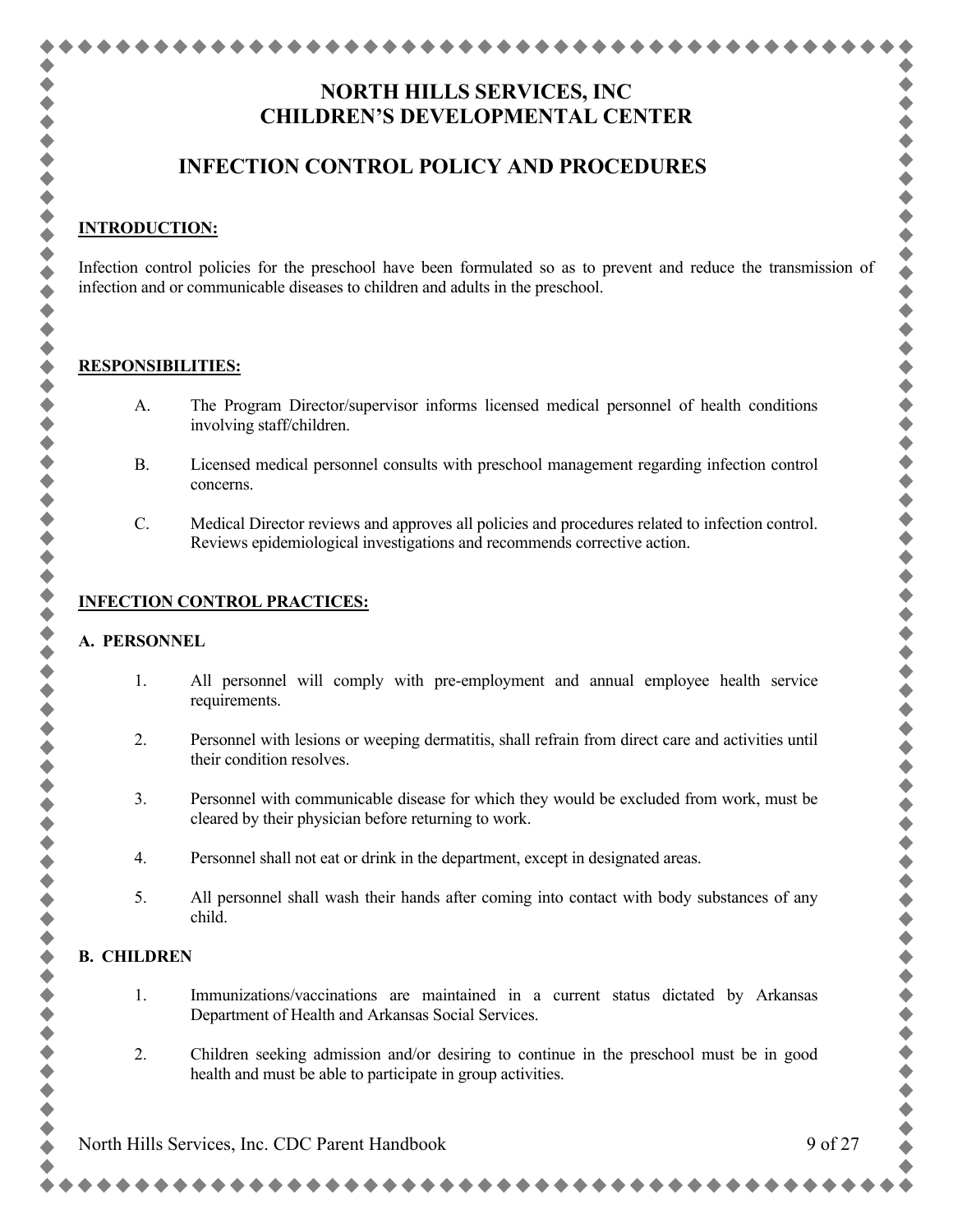# NORTH HILLS SERVICES, INC
# CHILDREN'S DEVELOPMENTAL CENTER

## INFECTION CONTROL POLICY AND PROCEDURES

**INTRODUCTION:**

Infection control policies for the preschool have been formulated so as to prevent and reduce the transmission of infection and or communicable diseases to children and adults in the preschool.

**RESPONSIBILITIES:**

A. The Program Director/supervisor informs licensed medical personnel of health conditions involving staff/children.

B. Licensed medical personnel consults with preschool management regarding infection control concerns.

C. Medical Director reviews and approves all policies and procedures related to infection control. Reviews epidemiological investigations and recommends corrective action.

**INFECTION CONTROL PRACTICES:**

**A. PERSONNEL**

1. All personnel will comply with pre-employment and annual employee health service requirements.

2. Personnel with lesions or weeping dermatitis, shall refrain from direct care and activities until their condition resolves.

3. Personnel with communicable disease for which they would be excluded from work, must be cleared by their physician before returning to work.

4. Personnel shall not eat or drink in the department, except in designated areas.

5. All personnel shall wash their hands after coming into contact with body substances of any child.

**B. CHILDREN**

1. Immunizations/vaccinations are maintained in a current status dictated by Arkansas Department of Health and Arkansas Social Services.

2. Children seeking admission and/or desiring to continue in the preschool must be in good health and must be able to participate in group activities.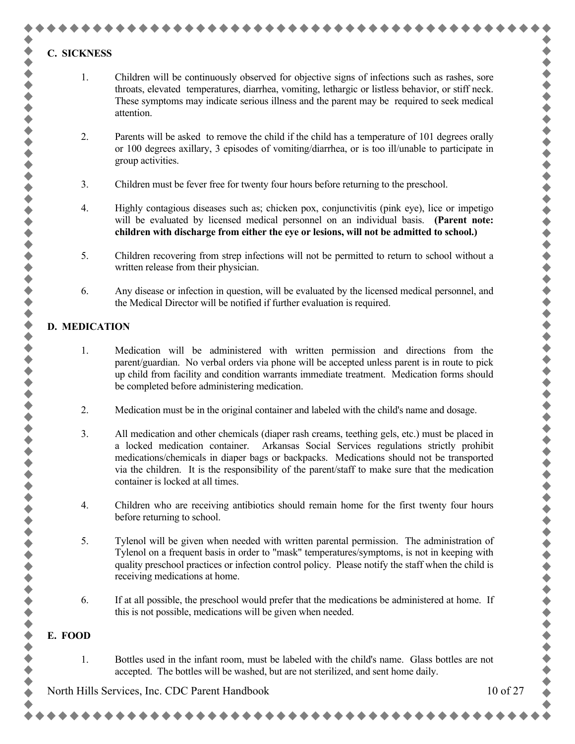## C. SICKNESS

1. Children will be continuously observed for objective signs of infections such as rashes, sore throats, elevated temperatures, diarrhea, vomiting, lethargic or listless behavior, or stiff neck. These symptoms may indicate serious illness and the parent may be required to seek medical attention.

2. Parents will be asked to remove the child if the child has a temperature of 101 degrees orally or 100 degrees axillary, 3 episodes of vomiting/diarrhea, or is too ill/unable to participate in group activities.

3. Children must be fever free for twenty four hours before returning to the preschool.

4. Highly contagious diseases such as; chicken pox, conjunctivitis (pink eye), lice or impetigo will be evaluated by licensed medical personnel on an individual basis. **(Parent note: children with discharge from either the eye or lesions, will not be admitted to school.)**

5. Children recovering from strep infections will not be permitted to return to school without a written release from their physician.

6. Any disease or infection in question, will be evaluated by the licensed medical personnel, and the Medical Director will be notified if further evaluation is required.

## D. MEDICATION

1. Medication will be administered with written permission and directions from the parent/guardian. No verbal orders via phone will be accepted unless parent is in route to pick up child from facility and condition warrants immediate treatment. Medication forms should be completed before administering medication.

2. Medication must be in the original container and labeled with the child's name and dosage.

3. All medication and other chemicals (diaper rash creams, teething gels, etc.) must be placed in a locked medication container. Arkansas Social Services regulations strictly prohibit medications/chemicals in diaper bags or backpacks. Medications should not be transported via the children. It is the responsibility of the parent/staff to make sure that the medication container is locked at all times.

4. Children who are receiving antibiotics should remain home for the first twenty four hours before returning to school.

5. Tylenol will be given when needed with written parental permission. The administration of Tylenol on a frequent basis in order to "mask" temperatures/symptoms, is not in keeping with quality preschool practices or infection control policy. Please notify the staff when the child is receiving medications at home.

6. If at all possible, the preschool would prefer that the medications be administered at home. If this is not possible, medications will be given when needed.

## E. FOOD

1. Bottles used in the infant room, must be labeled with the child's name. Glass bottles are not accepted. The bottles will be washed, but are not sterilized, and sent home daily.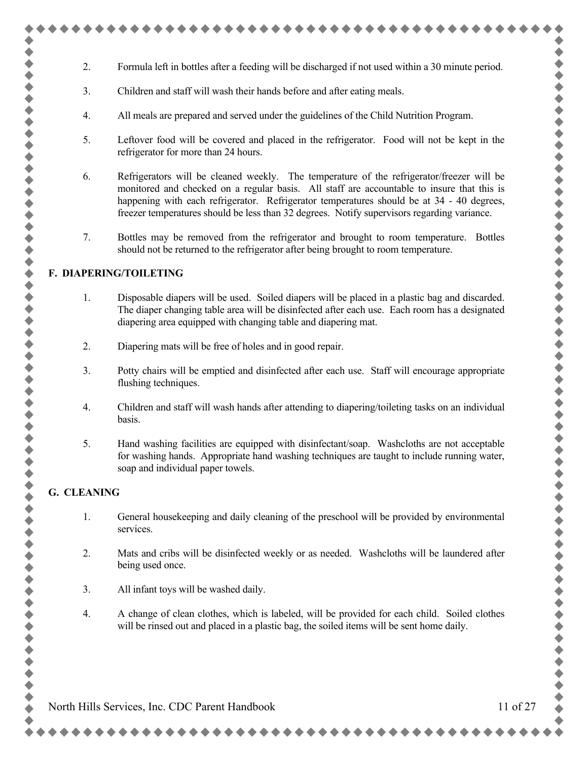2. Formula left in bottles after a feeding will be discharged if not used within a 30 minute period.

3. Children and staff will wash their hands before and after eating meals.

4. All meals are prepared and served under the guidelines of the Child Nutrition Program.

5. Leftover food will be covered and placed in the refrigerator. Food will not be kept in the refrigerator for more than 24 hours.

6. Refrigerators will be cleaned weekly. The temperature of the refrigerator/freezer will be monitored and checked on a regular basis. All staff are accountable to insure that this is happening with each refrigerator. Refrigerator temperatures should be at 34 - 40 degrees, freezer temperatures should be less than 32 degrees. Notify supervisors regarding variance.

7. Bottles may be removed from the refrigerator and brought to room temperature. Bottles should not be returned to the refrigerator after being brought to room temperature.

## F. DIAPERING/TOILETING

1. Disposable diapers will be used. Soiled diapers will be placed in a plastic bag and discarded. The diaper changing table area will be disinfected after each use. Each room has a designated diapering area equipped with changing table and diapering mat.

2. Diapering mats will be free of holes and in good repair.

3. Potty chairs will be emptied and disinfected after each use. Staff will encourage appropriate flushing techniques.

4. Children and staff will wash hands after attending to diapering/toileting tasks on an individual basis.

5. Hand washing facilities are equipped with disinfectant/soap. Washcloths are not acceptable for washing hands. Appropriate hand washing techniques are taught to include running water, soap and individual paper towels.

## G. CLEANING

1. General housekeeping and daily cleaning of the preschool will be provided by environmental services.

2. Mats and cribs will be disinfected weekly or as needed. Washcloths will be laundered after being used once.

3. All infant toys will be washed daily.

4. A change of clean clothes, which is labeled, will be provided for each child. Soiled clothes will be rinsed out and placed in a plastic bag, the soiled items will be sent home daily.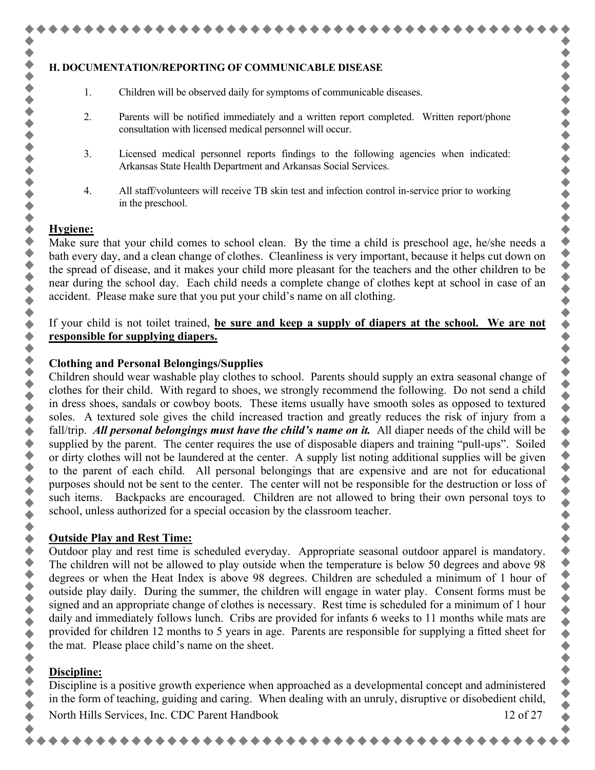**H. DOCUMENTATION/REPORTING OF COMMUNICABLE DISEASE**

1. Children will be observed daily for symptoms of communicable diseases.

2. Parents will be notified immediately and a written report completed. Written report/phone consultation with licensed medical personnel will occur.

3. Licensed medical personnel reports findings to the following agencies when indicated: Arkansas State Health Department and Arkansas Social Services.

4. All staff/volunteers will receive TB skin test and infection control in-service prior to working in the preschool.

**Hygiene:**

Make sure that your child comes to school clean. By the time a child is preschool age, he/she needs a bath every day, and a clean change of clothes. Cleanliness is very important, because it helps cut down on the spread of disease, and it makes your child more pleasant for the teachers and the other children to be near during the school day. Each child needs a complete change of clothes kept at school in case of an accident. Please make sure that you put your child's name on all clothing.

If your child is not toilet trained, **be sure and keep a supply of diapers at the school. We are not responsible for supplying diapers.**

**Clothing and Personal Belongings/Supplies**

Children should wear washable play clothes to school. Parents should supply an extra seasonal change of clothes for their child. With regard to shoes, we strongly recommend the following. Do not send a child in dress shoes, sandals or cowboy boots. These items usually have smooth soles as opposed to textured soles. A textured sole gives the child increased traction and greatly reduces the risk of injury from a fall/trip. ***All personal belongings must have the child's name on it.*** All diaper needs of the child will be supplied by the parent. The center requires the use of disposable diapers and training "pull-ups". Soiled or dirty clothes will not be laundered at the center. A supply list noting additional supplies will be given to the parent of each child. All personal belongings that are expensive and are not for educational purposes should not be sent to the center. The center will not be responsible for the destruction or loss of such items. Backpacks are encouraged. Children are not allowed to bring their own personal toys to school, unless authorized for a special occasion by the classroom teacher.

**Outside Play and Rest Time:**

Outdoor play and rest time is scheduled everyday. Appropriate seasonal outdoor apparel is mandatory. The children will not be allowed to play outside when the temperature is below 50 degrees and above 98 degrees or when the Heat Index is above 98 degrees. Children are scheduled a minimum of 1 hour of outside play daily. During the summer, the children will engage in water play. Consent forms must be signed and an appropriate change of clothes is necessary. Rest time is scheduled for a minimum of 1 hour daily and immediately follows lunch. Cribs are provided for infants 6 weeks to 11 months while mats are provided for children 12 months to 5 years in age. Parents are responsible for supplying a fitted sheet for the mat. Please place child's name on the sheet.

**Discipline:**

Discipline is a positive growth experience when approached as a developmental concept and administered in the form of teaching, guiding and caring. When dealing with an unruly, disruptive or disobedient child,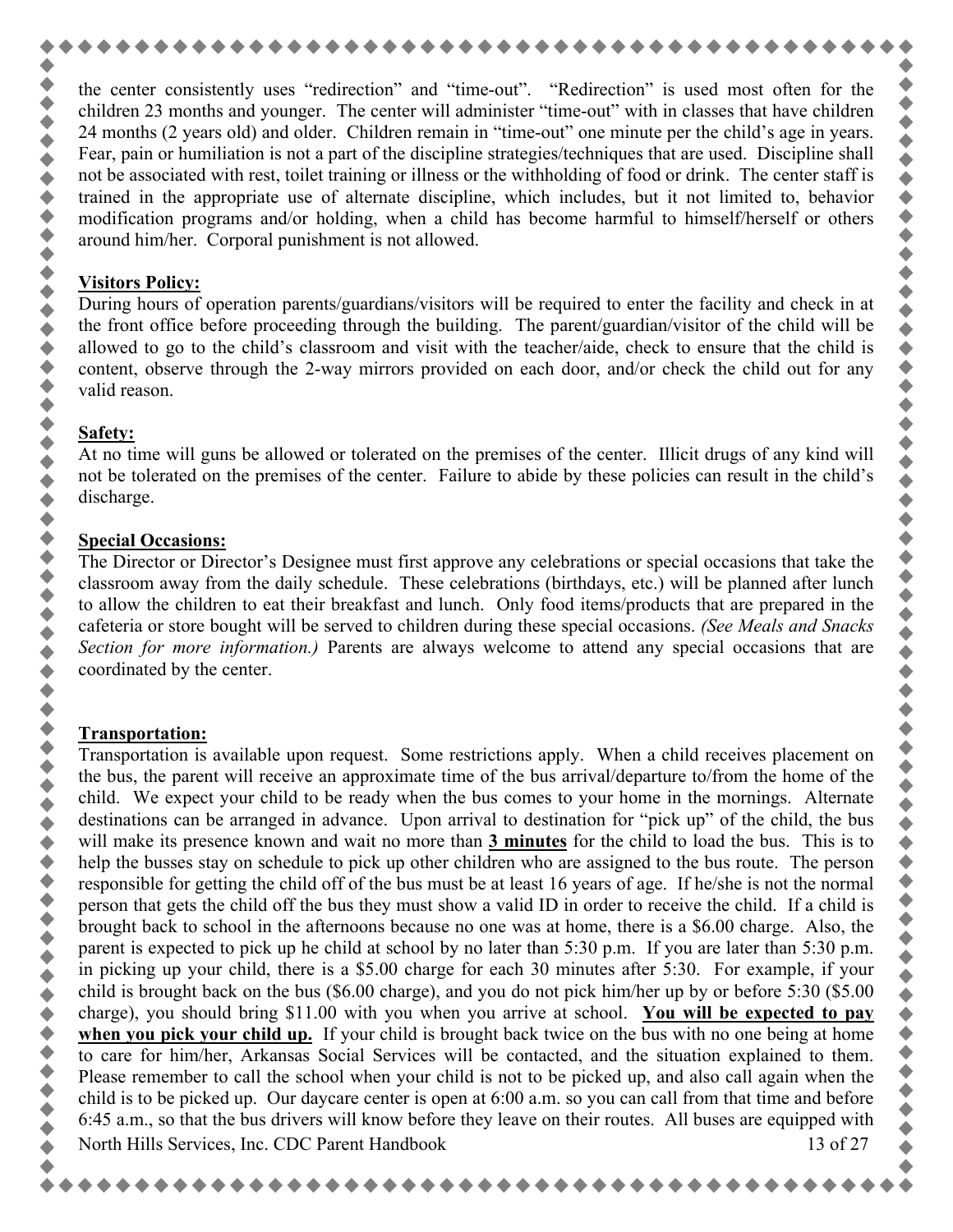the center consistently uses "redirection" and "time-out". "Redirection" is used most often for the children 23 months and younger. The center will administer "time-out" with in classes that have children 24 months (2 years old) and older. Children remain in "time-out" one minute per the child's age in years. Fear, pain or humiliation is not a part of the discipline strategies/techniques that are used. Discipline shall not be associated with rest, toilet training or illness or the withholding of food or drink. The center staff is trained in the appropriate use of alternate discipline, which includes, but it not limited to, behavior modification programs and/or holding, when a child has become harmful to himself/herself or others around him/her. Corporal punishment is not allowed.

**Visitors Policy:**

During hours of operation parents/guardians/visitors will be required to enter the facility and check in at the front office before proceeding through the building. The parent/guardian/visitor of the child will be allowed to go to the child's classroom and visit with the teacher/aide, check to ensure that the child is content, observe through the 2-way mirrors provided on each door, and/or check the child out for any valid reason.

**Safety:**

At no time will guns be allowed or tolerated on the premises of the center. Illicit drugs of any kind will not be tolerated on the premises of the center. Failure to abide by these policies can result in the child's discharge.

**Special Occasions:**

The Director or Director's Designee must first approve any celebrations or special occasions that take the classroom away from the daily schedule. These celebrations (birthdays, etc.) will be planned after lunch to allow the children to eat their breakfast and lunch. Only food items/products that are prepared in the cafeteria or store bought will be served to children during these special occasions. *(See Meals and Snacks Section for more information.)* Parents are always welcome to attend any special occasions that are coordinated by the center.

**Transportation:**

Transportation is available upon request. Some restrictions apply. When a child receives placement on the bus, the parent will receive an approximate time of the bus arrival/departure to/from the home of the child. We expect your child to be ready when the bus comes to your home in the mornings. Alternate destinations can be arranged in advance. Upon arrival to destination for "pick up" of the child, the bus will make its presence known and wait no more than **3 minutes** for the child to load the bus. This is to help the busses stay on schedule to pick up other children who are assigned to the bus route. The person responsible for getting the child off of the bus must be at least 16 years of age. If he/she is not the normal person that gets the child off the bus they must show a valid ID in order to receive the child. If a child is brought back to school in the afternoons because no one was at home, there is a $6.00 charge. Also, the parent is expected to pick up he child at school by no later than 5:30 p.m. If you are later than 5:30 p.m. in picking up your child, there is a $5.00 charge for each 30 minutes after 5:30. For example, if your child is brought back on the bus ($6.00 charge), and you do not pick him/her up by or before 5:30 ($5.00 charge), you should bring $11.00 with you when you arrive at school. **You will be expected to pay when you pick your child up.** If your child is brought back twice on the bus with no one being at home to care for him/her, Arkansas Social Services will be contacted, and the situation explained to them. Please remember to call the school when your child is not to be picked up, and also call again when the child is to be picked up. Our daycare center is open at 6:00 a.m. so you can call from that time and before 6:45 a.m., so that the bus drivers will know before they leave on their routes. All buses are equipped with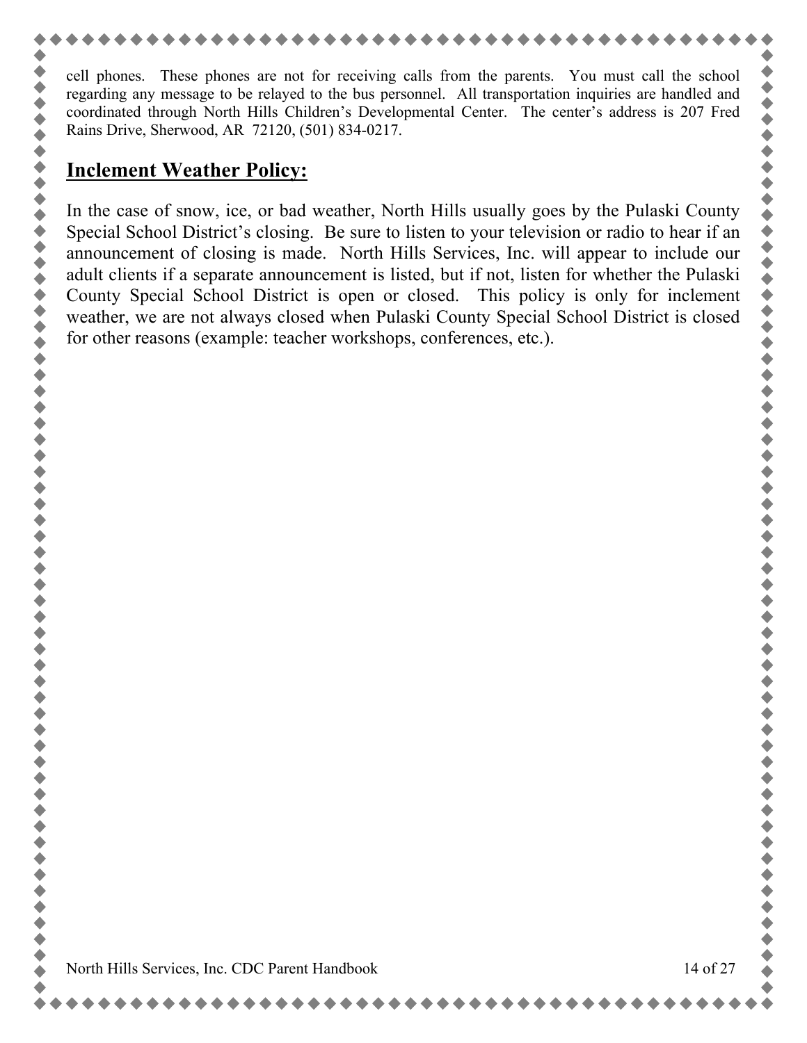cell phones. These phones are not for receiving calls from the parents. You must call the school regarding any message to be relayed to the bus personnel. All transportation inquiries are handled and coordinated through North Hills Children's Developmental Center. The center's address is 207 Fred Rains Drive, Sherwood, AR 72120, (501) 834-0217.

## Inclement Weather Policy:

In the case of snow, ice, or bad weather, North Hills usually goes by the Pulaski County Special School District's closing. Be sure to listen to your television or radio to hear if an announcement of closing is made. North Hills Services, Inc. will appear to include our adult clients if a separate announcement is listed, but if not, listen for whether the Pulaski County Special School District is open or closed. This policy is only for inclement weather, we are not always closed when Pulaski County Special School District is closed for other reasons (example: teacher workshops, conferences, etc.).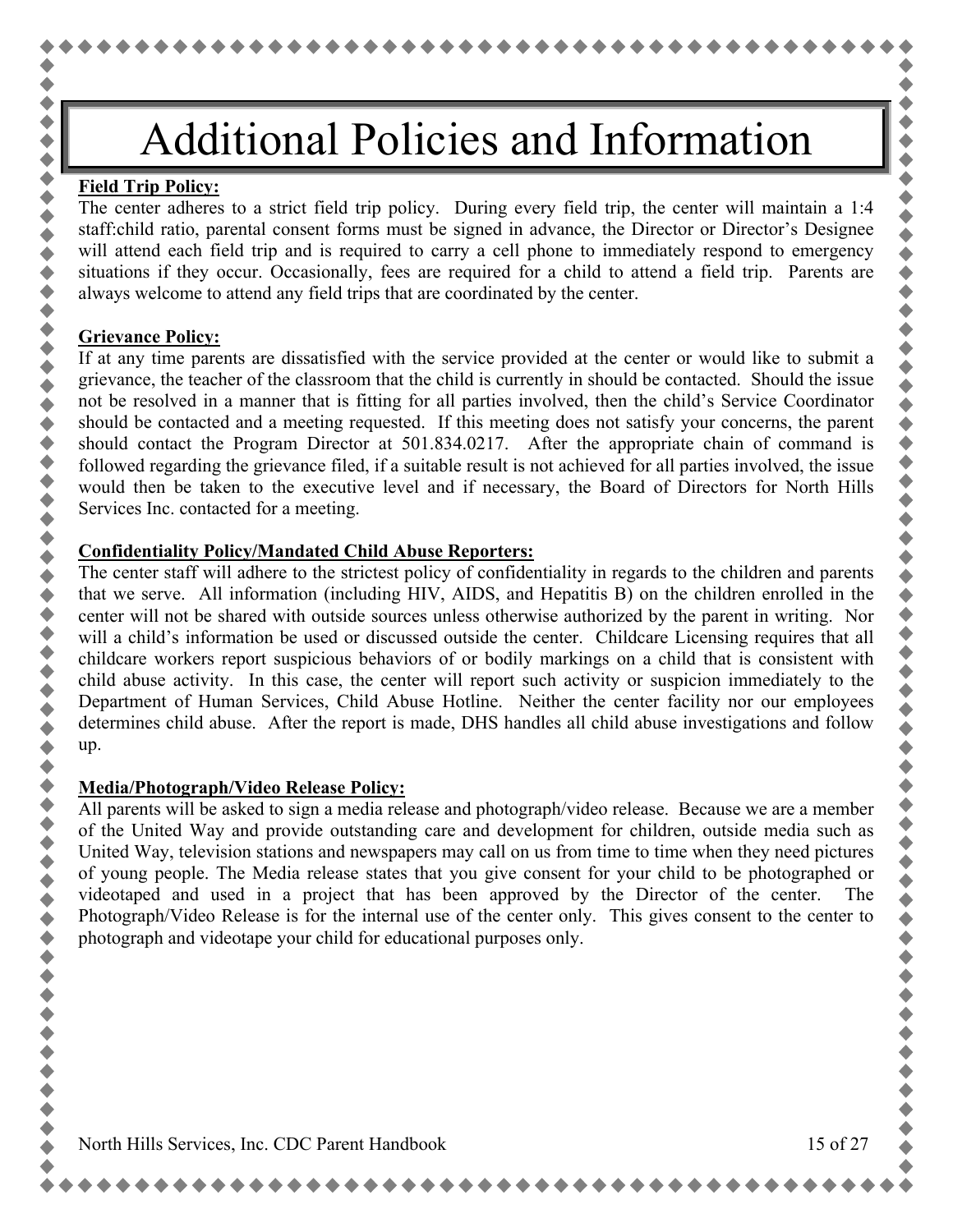# Additional Policies and Information

**Field Trip Policy:**

The center adheres to a strict field trip policy. During every field trip, the center will maintain a 1:4 staff:child ratio, parental consent forms must be signed in advance, the Director or Director's Designee will attend each field trip and is required to carry a cell phone to immediately respond to emergency situations if they occur. Occasionally, fees are required for a child to attend a field trip. Parents are always welcome to attend any field trips that are coordinated by the center.

**Grievance Policy:**

If at any time parents are dissatisfied with the service provided at the center or would like to submit a grievance, the teacher of the classroom that the child is currently in should be contacted. Should the issue not be resolved in a manner that is fitting for all parties involved, then the child's Service Coordinator should be contacted and a meeting requested. If this meeting does not satisfy your concerns, the parent should contact the Program Director at 501.834.0217. After the appropriate chain of command is followed regarding the grievance filed, if a suitable result is not achieved for all parties involved, the issue would then be taken to the executive level and if necessary, the Board of Directors for North Hills Services Inc. contacted for a meeting.

**Confidentiality Policy/Mandated Child Abuse Reporters:**

The center staff will adhere to the strictest policy of confidentiality in regards to the children and parents that we serve. All information (including HIV, AIDS, and Hepatitis B) on the children enrolled in the center will not be shared with outside sources unless otherwise authorized by the parent in writing. Nor will a child's information be used or discussed outside the center. Childcare Licensing requires that all childcare workers report suspicious behaviors of or bodily markings on a child that is consistent with child abuse activity. In this case, the center will report such activity or suspicion immediately to the Department of Human Services, Child Abuse Hotline. Neither the center facility nor our employees determines child abuse. After the report is made, DHS handles all child abuse investigations and follow up.

**Media/Photograph/Video Release Policy:**

All parents will be asked to sign a media release and photograph/video release. Because we are a member of the United Way and provide outstanding care and development for children, outside media such as United Way, television stations and newspapers may call on us from time to time when they need pictures of young people. The Media release states that you give consent for your child to be photographed or videotaped and used in a project that has been approved by the Director of the center. The Photograph/Video Release is for the internal use of the center only. This gives consent to the center to photograph and videotape your child for educational purposes only.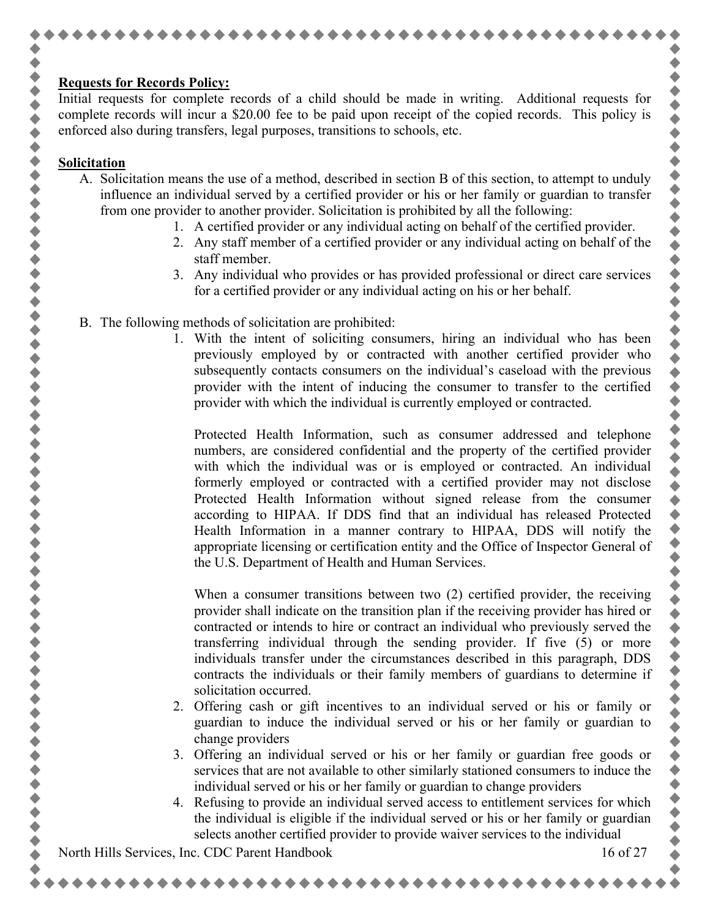**Requests for Records Policy:**

Initial requests for complete records of a child should be made in writing. Additional requests for complete records will incur a $20.00 fee to be paid upon receipt of the copied records. This policy is enforced also during transfers, legal purposes, transitions to schools, etc.

**Solicitation**

A. Solicitation means the use of a method, described in section B of this section, to attempt to unduly influence an individual served by a certified provider or his or her family or guardian to transfer from one provider to another provider. Solicitation is prohibited by all the following:
   1. A certified provider or any individual acting on behalf of the certified provider.
   2. Any staff member of a certified provider or any individual acting on behalf of the staff member.
   3. Any individual who provides or has provided professional or direct care services for a certified provider or any individual acting on his or her behalf.

B. The following methods of solicitation are prohibited:
   1. With the intent of soliciting consumers, hiring an individual who has been previously employed by or contracted with another certified provider who subsequently contacts consumers on the individual's caseload with the previous provider with the intent of inducing the consumer to transfer to the certified provider with which the individual is currently employed or contracted.

      Protected Health Information, such as consumer addressed and telephone numbers, are considered confidential and the property of the certified provider with which the individual was or is employed or contracted. An individual formerly employed or contracted with a certified provider may not disclose Protected Health Information without signed release from the consumer according to HIPAA. If DDS find that an individual has released Protected Health Information in a manner contrary to HIPAA, DDS will notify the appropriate licensing or certification entity and the Office of Inspector General of the U.S. Department of Health and Human Services.

      When a consumer transitions between two (2) certified provider, the receiving provider shall indicate on the transition plan if the receiving provider has hired or contracted or intends to hire or contract an individual who previously served the transferring individual through the sending provider. If five (5) or more individuals transfer under the circumstances described in this paragraph, DDS contracts the individuals or their family members of guardians to determine if solicitation occurred.
   2. Offering cash or gift incentives to an individual served or his or family or guardian to induce the individual served or his or her family or guardian to change providers
   3. Offering an individual served or his or her family or guardian free goods or services that are not available to other similarly stationed consumers to induce the individual served or his or her family or guardian to change providers
   4. Refusing to provide an individual served access to entitlement services for which the individual is eligible if the individual served or his or her family or guardian selects another certified provider to provide waiver services to the individual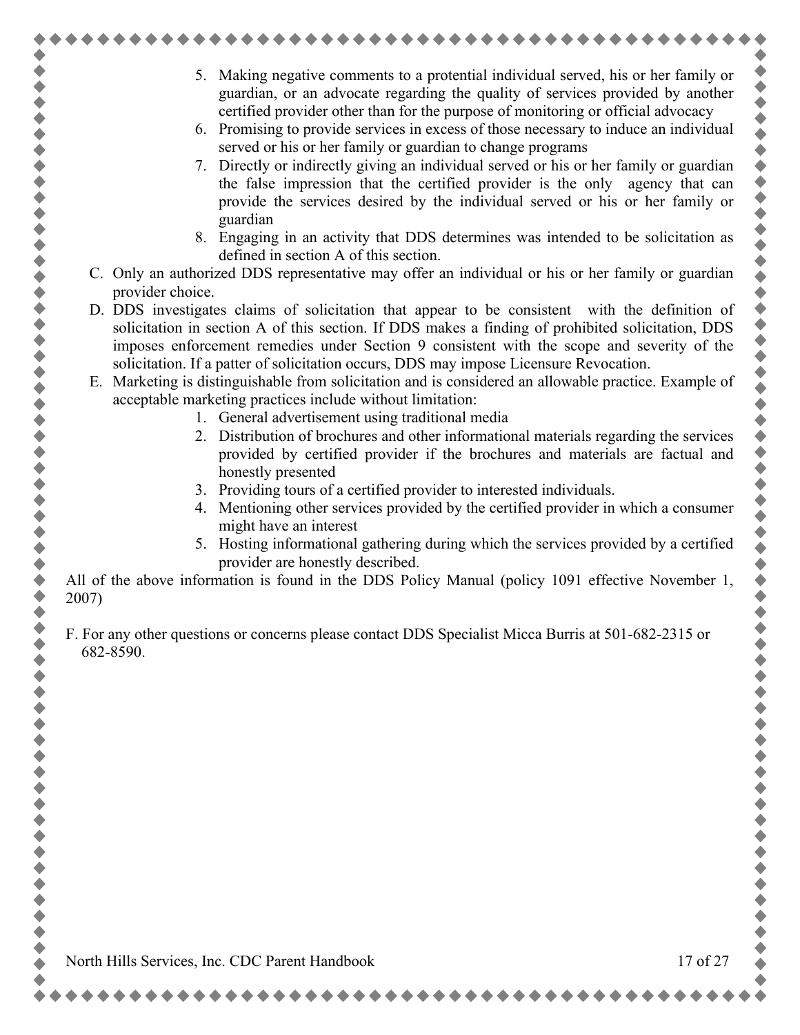5. Making negative comments to a protential individual served, his or her family or guardian, or an advocate regarding the quality of services provided by another certified provider other than for the purpose of monitoring or official advocacy
6. Promising to provide services in excess of those necessary to induce an individual served or his or her family or guardian to change programs
7. Directly or indirectly giving an individual served or his or her family or guardian the false impression that the certified provider is the only agency that can provide the services desired by the individual served or his or her family or guardian
8. Engaging in an activity that DDS determines was intended to be solicitation as defined in section A of this section.

C. Only an authorized DDS representative may offer an individual or his or her family or guardian provider choice.

D. DDS investigates claims of solicitation that appear to be consistent with the definition of solicitation in section A of this section. If DDS makes a finding of prohibited solicitation, DDS imposes enforcement remedies under Section 9 consistent with the scope and severity of the solicitation. If a patter of solicitation occurs, DDS may impose Licensure Revocation.

E. Marketing is distinguishable from solicitation and is considered an allowable practice. Example of acceptable marketing practices include without limitation:

1. General advertisement using traditional media
2. Distribution of brochures and other informational materials regarding the services provided by certified provider if the brochures and materials are factual and honestly presented
3. Providing tours of a certified provider to interested individuals.
4. Mentioning other services provided by the certified provider in which a consumer might have an interest
5. Hosting informational gathering during which the services provided by a certified provider are honestly described.

All of the above information is found in the DDS Policy Manual (policy 1091 effective November 1, 2007)

F. For any other questions or concerns please contact DDS Specialist Micca Burris at 501-682-2315 or 682-8590.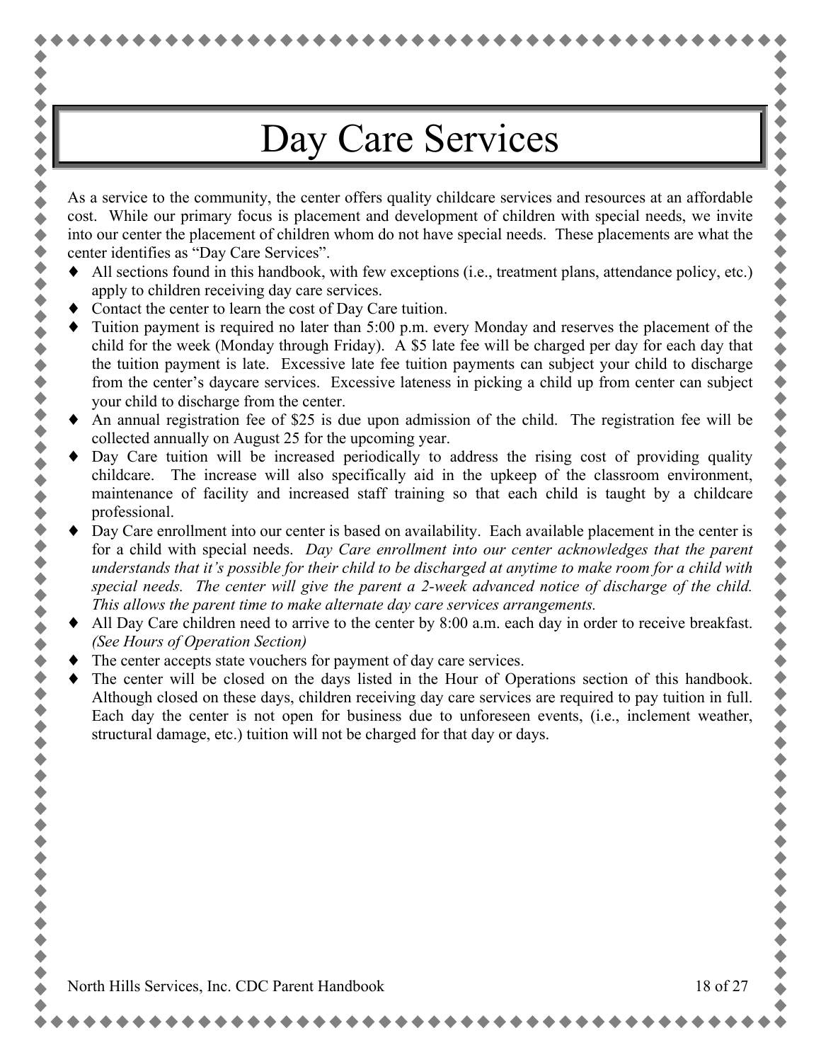# Day Care Services

As a service to the community, the center offers quality childcare services and resources at an affordable cost. While our primary focus is placement and development of children with special needs, we invite into our center the placement of children whom do not have special needs. These placements are what the center identifies as "Day Care Services".

- All sections found in this handbook, with few exceptions (i.e., treatment plans, attendance policy, etc.) apply to children receiving day care services.
- Contact the center to learn the cost of Day Care tuition.
- Tuition payment is required no later than 5:00 p.m. every Monday and reserves the placement of the child for the week (Monday through Friday). A $5 late fee will be charged per day for each day that the tuition payment is late. Excessive late fee tuition payments can subject your child to discharge from the center's daycare services. Excessive lateness in picking a child up from center can subject your child to discharge from the center.
- An annual registration fee of $25 is due upon admission of the child. The registration fee will be collected annually on August 25 for the upcoming year.
- Day Care tuition will be increased periodically to address the rising cost of providing quality childcare. The increase will also specifically aid in the upkeep of the classroom environment, maintenance of facility and increased staff training so that each child is taught by a childcare professional.
- Day Care enrollment into our center is based on availability. Each available placement in the center is for a child with special needs. *Day Care enrollment into our center acknowledges that the parent understands that it's possible for their child to be discharged at anytime to make room for a child with special needs. The center will give the parent a 2-week advanced notice of discharge of the child. This allows the parent time to make alternate day care services arrangements.*
- All Day Care children need to arrive to the center by 8:00 a.m. each day in order to receive breakfast. *(See Hours of Operation Section)*
- The center accepts state vouchers for payment of day care services.
- The center will be closed on the days listed in the Hour of Operations section of this handbook. Although closed on these days, children receiving day care services are required to pay tuition in full. Each day the center is not open for business due to unforeseen events, (i.e., inclement weather, structural damage, etc.) tuition will not be charged for that day or days.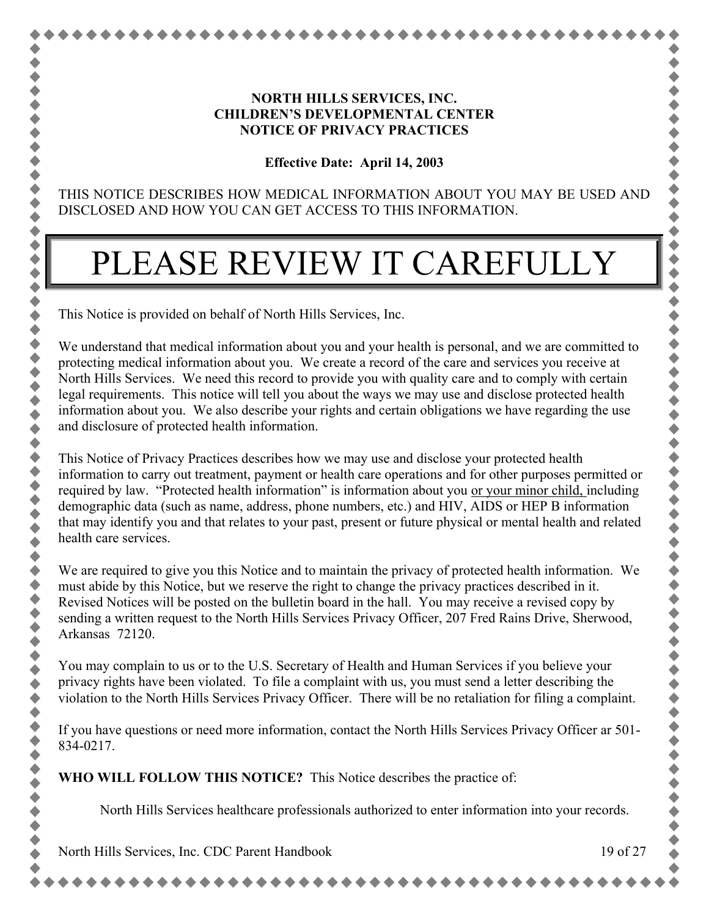**NORTH HILLS SERVICES, INC.**
**CHILDREN'S DEVELOPMENTAL CENTER**
**NOTICE OF PRIVACY PRACTICES**

**Effective Date: April 14, 2003**

THIS NOTICE DESCRIBES HOW MEDICAL INFORMATION ABOUT YOU MAY BE USED AND DISCLOSED AND HOW YOU CAN GET ACCESS TO THIS INFORMATION.

# PLEASE REVIEW IT CAREFULLY

This Notice is provided on behalf of North Hills Services, Inc.

We understand that medical information about you and your health is personal, and we are committed to protecting medical information about you. We create a record of the care and services you receive at North Hills Services. We need this record to provide you with quality care and to comply with certain legal requirements. This notice will tell you about the ways we may use and disclose protected health information about you. We also describe your rights and certain obligations we have regarding the use and disclosure of protected health information.

This Notice of Privacy Practices describes how we may use and disclose your protected health information to carry out treatment, payment or health care operations and for other purposes permitted or required by law. "Protected health information" is information about you <u>or your minor child,</u> including demographic data (such as name, address, phone numbers, etc.) and HIV, AIDS or HEP B information that may identify you and that relates to your past, present or future physical or mental health and related health care services.

We are required to give you this Notice and to maintain the privacy of protected health information. We must abide by this Notice, but we reserve the right to change the privacy practices described in it. Revised Notices will be posted on the bulletin board in the hall. You may receive a revised copy by sending a written request to the North Hills Services Privacy Officer, 207 Fred Rains Drive, Sherwood, Arkansas 72120.

You may complain to us or to the U.S. Secretary of Health and Human Services if you believe your privacy rights have been violated. To file a complaint with us, you must send a letter describing the violation to the North Hills Services Privacy Officer. There will be no retaliation for filing a complaint.

If you have questions or need more information, contact the North Hills Services Privacy Officer ar 501-834-0217.

**WHO WILL FOLLOW THIS NOTICE?** This Notice describes the practice of:

North Hills Services healthcare professionals authorized to enter information into your records.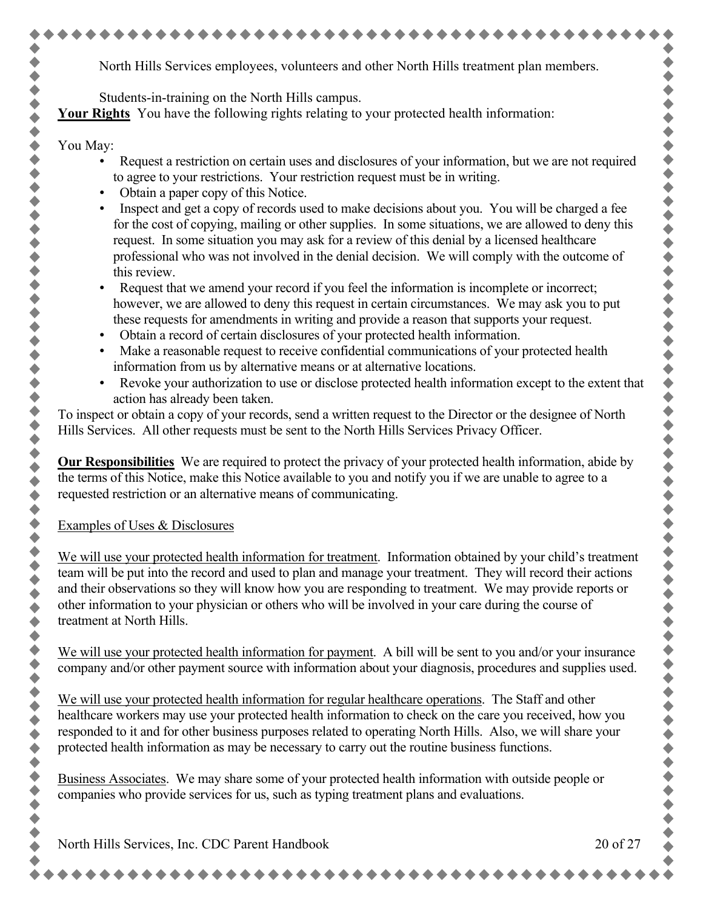North Hills Services employees, volunteers and other North Hills treatment plan members.

Students-in-training on the North Hills campus.

**Your Rights** You have the following rights relating to your protected health information:

You May:

- Request a restriction on certain uses and disclosures of your information, but we are not required to agree to your restrictions. Your restriction request must be in writing.
- Obtain a paper copy of this Notice.
- Inspect and get a copy of records used to make decisions about you. You will be charged a fee for the cost of copying, mailing or other supplies. In some situations, we are allowed to deny this request. In some situation you may ask for a review of this denial by a licensed healthcare professional who was not involved in the denial decision. We will comply with the outcome of this review.
- Request that we amend your record if you feel the information is incomplete or incorrect; however, we are allowed to deny this request in certain circumstances. We may ask you to put these requests for amendments in writing and provide a reason that supports your request.
- Obtain a record of certain disclosures of your protected health information.
- Make a reasonable request to receive confidential communications of your protected health information from us by alternative means or at alternative locations.
- Revoke your authorization to use or disclose protected health information except to the extent that action has already been taken.

To inspect or obtain a copy of your records, send a written request to the Director or the designee of North Hills Services. All other requests must be sent to the North Hills Services Privacy Officer.

**Our Responsibilities** We are required to protect the privacy of your protected health information, abide by the terms of this Notice, make this Notice available to you and notify you if we are unable to agree to a requested restriction or an alternative means of communicating.

Examples of Uses & Disclosures

We will use your protected health information for treatment. Information obtained by your child's treatment team will be put into the record and used to plan and manage your treatment. They will record their actions and their observations so they will know how you are responding to treatment. We may provide reports or other information to your physician or others who will be involved in your care during the course of treatment at North Hills.

We will use your protected health information for payment. A bill will be sent to you and/or your insurance company and/or other payment source with information about your diagnosis, procedures and supplies used.

We will use your protected health information for regular healthcare operations. The Staff and other healthcare workers may use your protected health information to check on the care you received, how you responded to it and for other business purposes related to operating North Hills. Also, we will share your protected health information as may be necessary to carry out the routine business functions.

Business Associates. We may share some of your protected health information with outside people or companies who provide services for us, such as typing treatment plans and evaluations.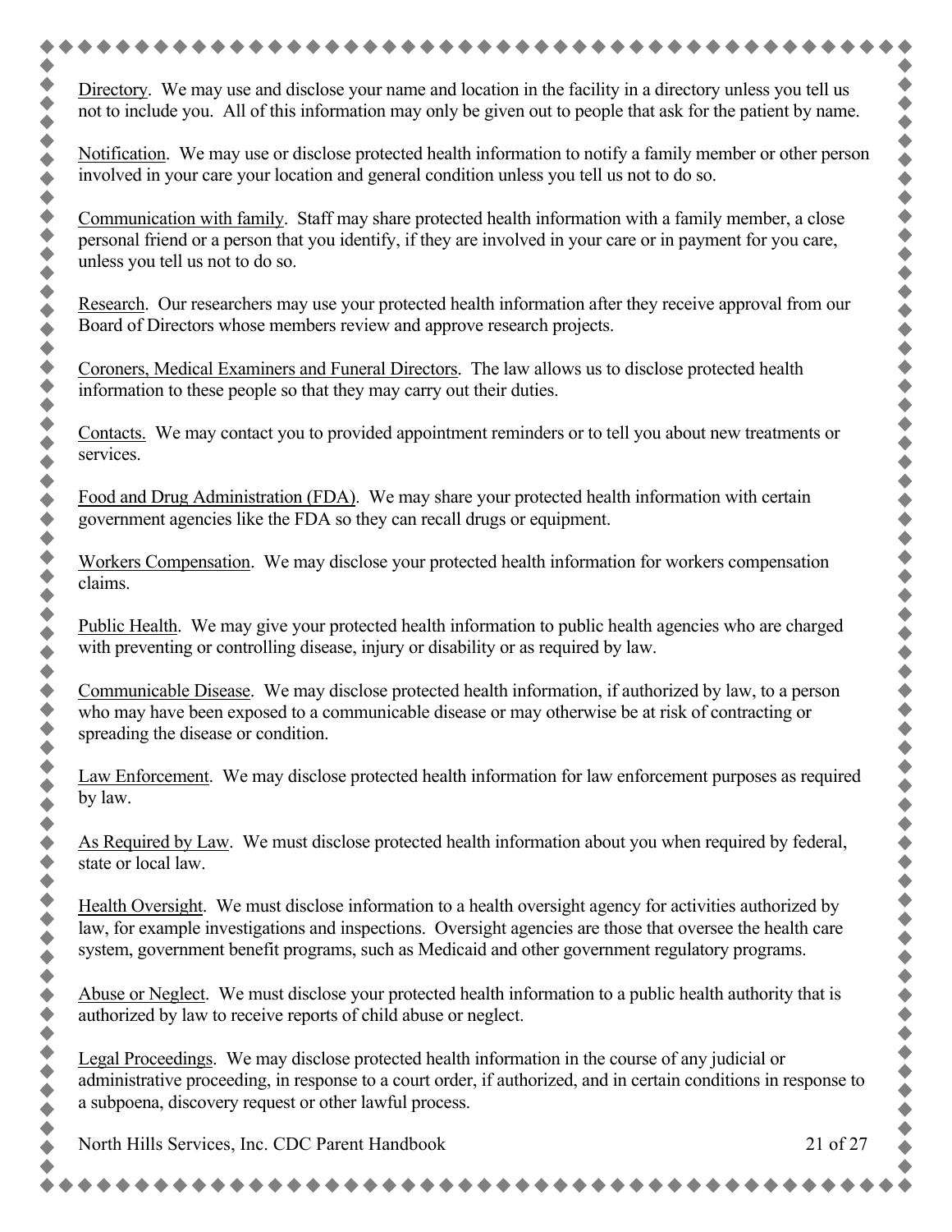Directory. We may use and disclose your name and location in the facility in a directory unless you tell us not to include you. All of this information may only be given out to people that ask for the patient by name.

Notification. We may use or disclose protected health information to notify a family member or other person involved in your care your location and general condition unless you tell us not to do so.

Communication with family. Staff may share protected health information with a family member, a close personal friend or a person that you identify, if they are involved in your care or in payment for you care, unless you tell us not to do so.

Research. Our researchers may use your protected health information after they receive approval from our Board of Directors whose members review and approve research projects.

Coroners, Medical Examiners and Funeral Directors. The law allows us to disclose protected health information to these people so that they may carry out their duties.

Contacts. We may contact you to provided appointment reminders or to tell you about new treatments or services.

Food and Drug Administration (FDA). We may share your protected health information with certain government agencies like the FDA so they can recall drugs or equipment.

Workers Compensation. We may disclose your protected health information for workers compensation claims.

Public Health. We may give your protected health information to public health agencies who are charged with preventing or controlling disease, injury or disability or as required by law.

Communicable Disease. We may disclose protected health information, if authorized by law, to a person who may have been exposed to a communicable disease or may otherwise be at risk of contracting or spreading the disease or condition.

Law Enforcement. We may disclose protected health information for law enforcement purposes as required by law.

As Required by Law. We must disclose protected health information about you when required by federal, state or local law.

Health Oversight. We must disclose information to a health oversight agency for activities authorized by law, for example investigations and inspections. Oversight agencies are those that oversee the health care system, government benefit programs, such as Medicaid and other government regulatory programs.

Abuse or Neglect. We must disclose your protected health information to a public health authority that is authorized by law to receive reports of child abuse or neglect.

Legal Proceedings. We may disclose protected health information in the course of any judicial or administrative proceeding, in response to a court order, if authorized, and in certain conditions in response to a subpoena, discovery request or other lawful process.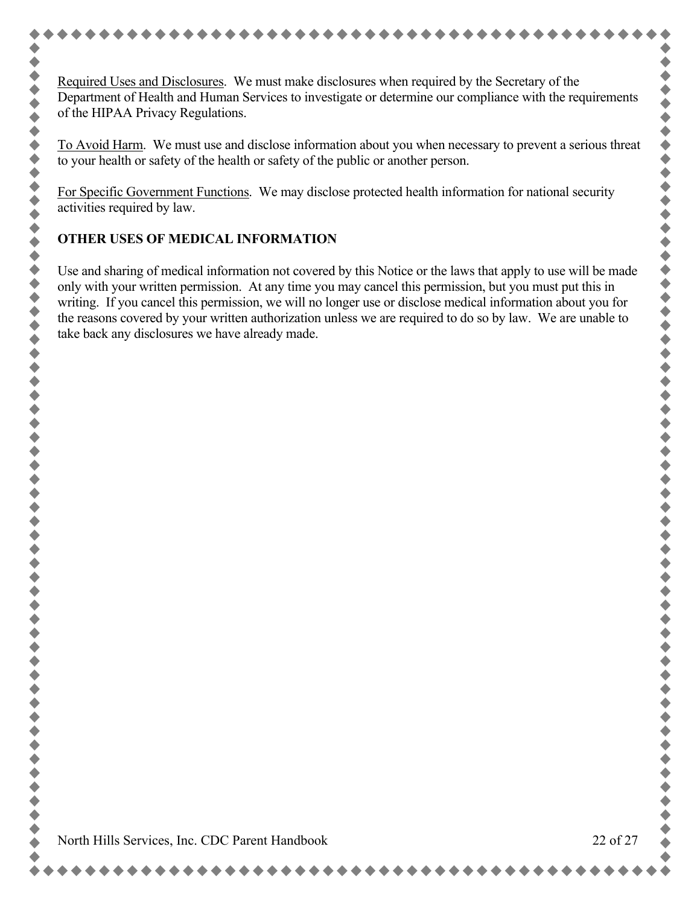Required Uses and Disclosures. We must make disclosures when required by the Secretary of the Department of Health and Human Services to investigate or determine our compliance with the requirements of the HIPAA Privacy Regulations.

To Avoid Harm. We must use and disclose information about you when necessary to prevent a serious threat to your health or safety of the health or safety of the public or another person.

For Specific Government Functions. We may disclose protected health information for national security activities required by law.

**OTHER USES OF MEDICAL INFORMATION**

Use and sharing of medical information not covered by this Notice or the laws that apply to use will be made only with your written permission. At any time you may cancel this permission, but you must put this in writing. If you cancel this permission, we will no longer use or disclose medical information about you for the reasons covered by your written authorization unless we are required to do so by law. We are unable to take back any disclosures we have already made.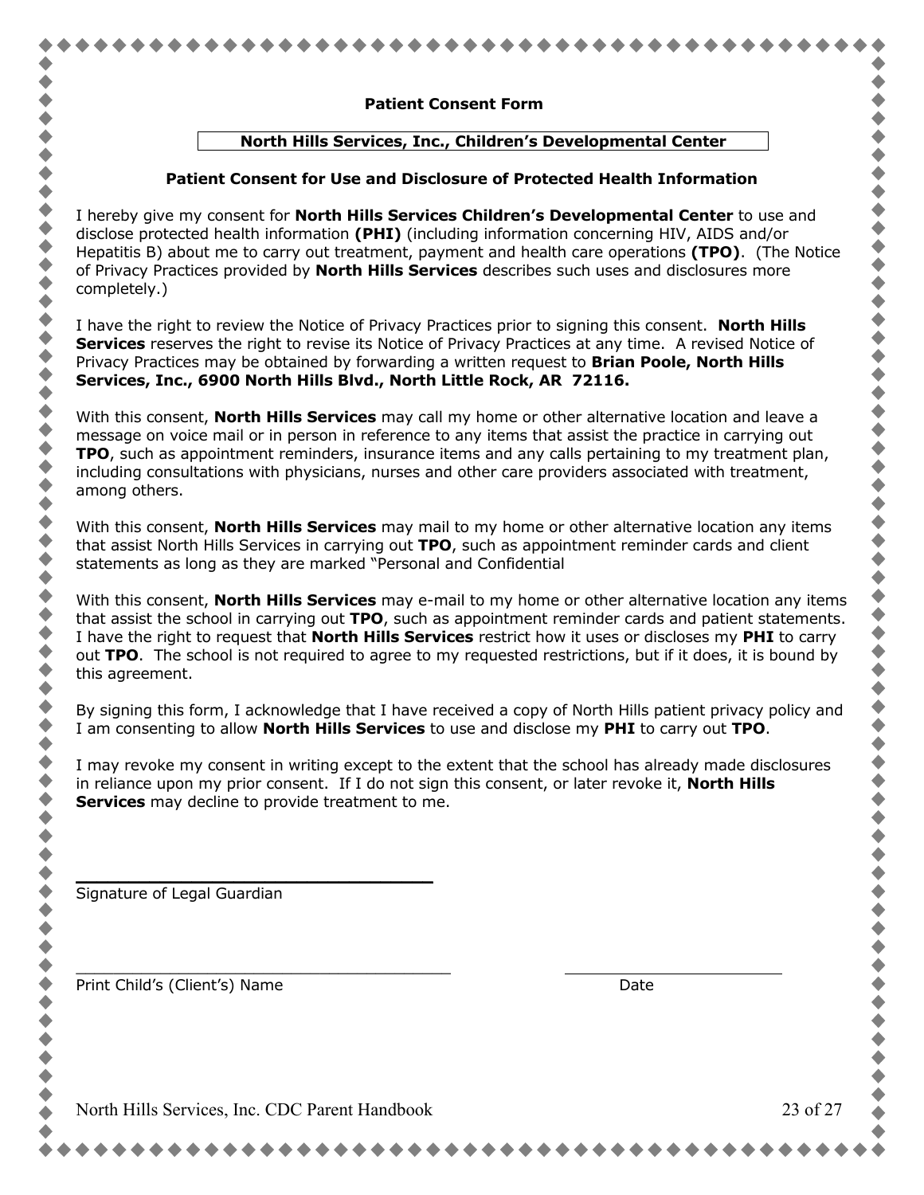## Patient Consent Form

**North Hills Services, Inc., Children's Developmental Center**

### Patient Consent for Use and Disclosure of Protected Health Information

I hereby give my consent for **North Hills Services Children's Developmental Center** to use and disclose protected health information **(PHI)** (including information concerning HIV, AIDS and/or Hepatitis B) about me to carry out treatment, payment and health care operations **(TPO)**. (The Notice of Privacy Practices provided by **North Hills Services** describes such uses and disclosures more completely.)

I have the right to review the Notice of Privacy Practices prior to signing this consent. **North Hills Services** reserves the right to revise its Notice of Privacy Practices at any time. A revised Notice of Privacy Practices may be obtained by forwarding a written request to **Brian Poole, North Hills Services, Inc., 6900 North Hills Blvd., North Little Rock, AR 72116.**

With this consent, **North Hills Services** may call my home or other alternative location and leave a message on voice mail or in person in reference to any items that assist the practice in carrying out **TPO**, such as appointment reminders, insurance items and any calls pertaining to my treatment plan, including consultations with physicians, nurses and other care providers associated with treatment, among others.

With this consent, **North Hills Services** may mail to my home or other alternative location any items that assist North Hills Services in carrying out **TPO**, such as appointment reminder cards and client statements as long as they are marked "Personal and Confidential

With this consent, **North Hills Services** may e-mail to my home or other alternative location any items that assist the school in carrying out **TPO**, such as appointment reminder cards and patient statements. I have the right to request that **North Hills Services** restrict how it uses or discloses my **PHI** to carry out **TPO**. The school is not required to agree to my requested restrictions, but if it does, it is bound by this agreement.

By signing this form, I acknowledge that I have received a copy of North Hills patient privacy policy and I am consenting to allow **North Hills Services** to use and disclose my **PHI** to carry out **TPO**.

I may revoke my consent in writing except to the extent that the school has already made disclosures in reliance upon my prior consent. If I do not sign this consent, or later revoke it, **North Hills Services** may decline to provide treatment to me.

______________________________
Signature of Legal Guardian

______________________________ ______________________
Print Child's (Client's) Name Date

North Hills Services, Inc. CDC Parent Handbook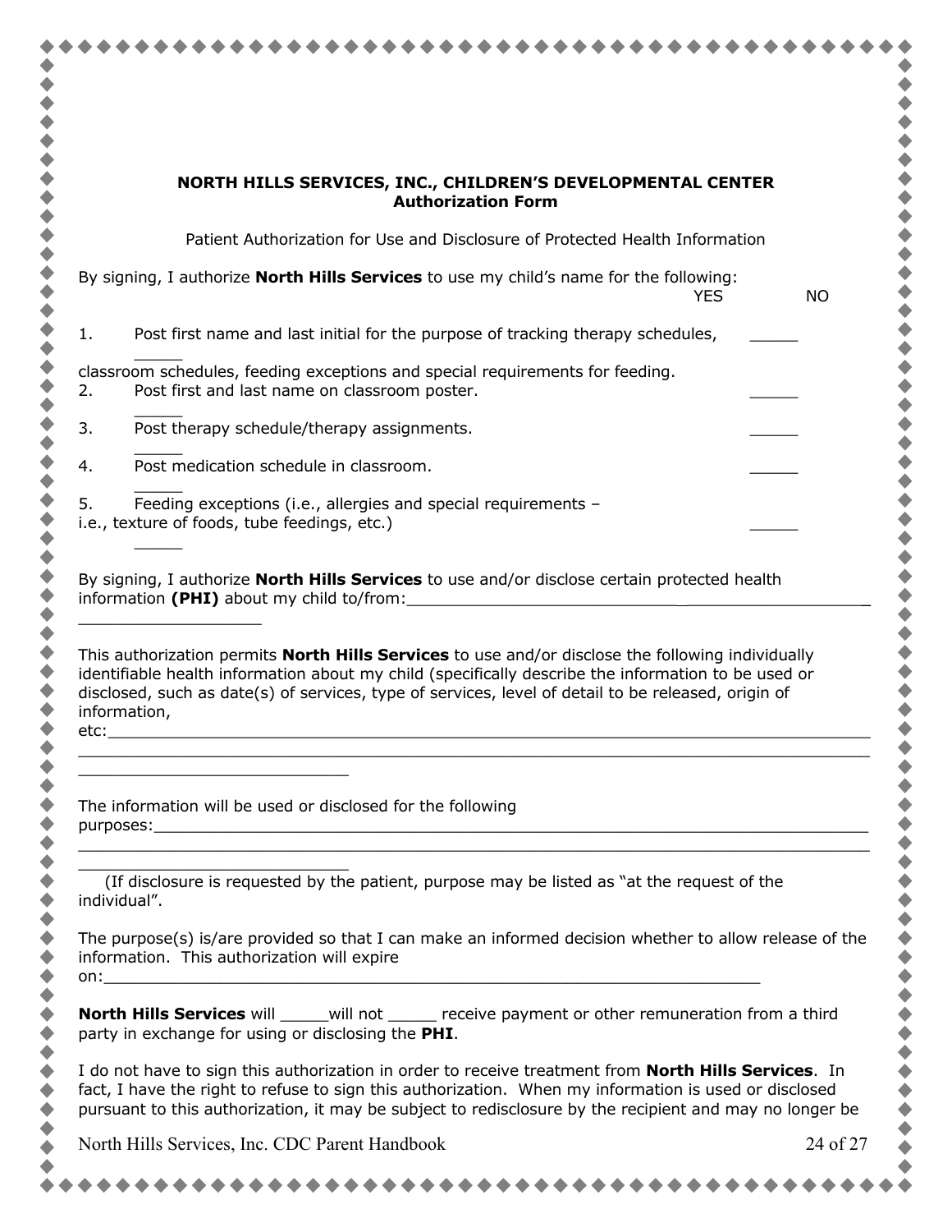**NORTH HILLS SERVICES, INC., CHILDREN'S DEVELOPMENTAL CENTER**
**Authorization Form**

Patient Authorization for Use and Disclosure of Protected Health Information

By signing, I authorize **North Hills Services** to use my child's name for the following:

| | | YES | NO |
|---|---|---|---|
| 1. | Post first name and last initial for the purpose of tracking therapy schedules, classroom schedules, feeding exceptions and special requirements for feeding. | _____ | _____ |
| 2. | Post first and last name on classroom poster. | _____ | _____ |
| 3. | Post therapy schedule/therapy assignments. | _____ | _____ |
| 4. | Post medication schedule in classroom. | _____ | _____ |
| 5. | Feeding exceptions (i.e., allergies and special requirements – i.e., texture of foods, tube feedings, etc.) | _____ | _____ |

By signing, I authorize **North Hills Services** to use and/or disclose certain protected health information **(PHI)** about my child to/from:________________________________________________ ___________________

This authorization permits **North Hills Services** to use and/or disclose the following individually identifiable health information about my child (specifically describe the information to be used or disclosed, such as date(s) of services, type of services, level of detail to be released, origin of information, etc:_______________________________________________________________________________ _______________________________________________________________________________ ____________________________

The information will be used or disclosed for the following purposes:__________________________________________________________________________ _______________________________________________________________________________ ____________________________

(If disclosure is requested by the patient, purpose may be listed as "at the request of the individual".

The purpose(s) is/are provided so that I can make an informed decision whether to allow release of the information. This authorization will expire on:______________________________________________________________________

**North Hills Services** will _____will not _____ receive payment or other remuneration from a third party in exchange for using or disclosing the **PHI**.

I do not have to sign this authorization in order to receive treatment from **North Hills Services**. In fact, I have the right to refuse to sign this authorization. When my information is used or disclosed pursuant to this authorization, it may be subject to redisclosure by the recipient and may no longer be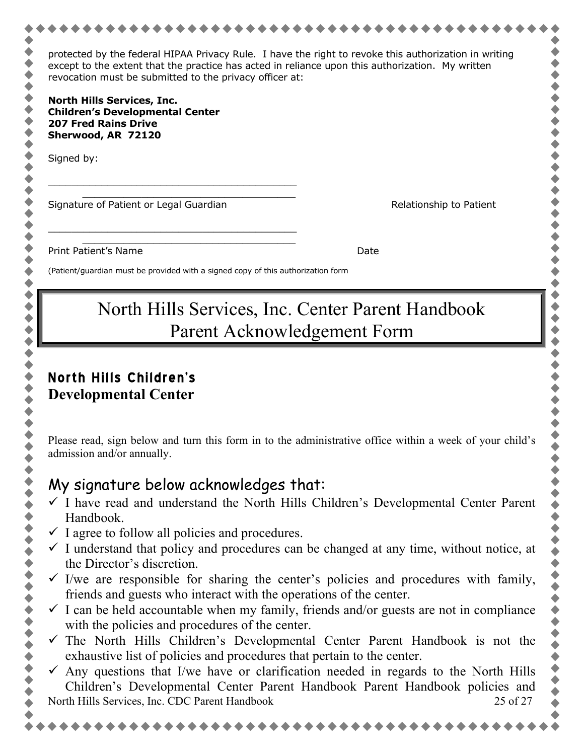protected by the federal HIPAA Privacy Rule. I have the right to revoke this authorization in writing except to the extent that the practice has acted in reliance upon this authorization. My written revocation must be submitted to the privacy officer at:

**North Hills Services, Inc.**
**Children's Developmental Center**
**207 Fred Rains Drive**
**Sherwood, AR 72120**

Signed by:

\_\_\_\_\_\_\_\_\_\_\_\_\_\_\_\_\_\_\_\_\_\_\_\_\_\_\_\_\_\_\_\_\_\_\_\_\_\_\_\_\_\_\_\_
Signature of Patient or Legal Guardian Relationship to Patient

\_\_\_\_\_\_\_\_\_\_\_\_\_\_\_\_\_\_\_\_\_\_\_\_\_\_\_\_\_\_\_\_\_\_\_\_\_\_\_\_\_\_\_\_
Print Patient's Name Date

(Patient/guardian must be provided with a signed copy of this authorization form

# North Hills Services, Inc. Center Parent Handbook Parent Acknowledgement Form

## North Hills Children's Developmental Center

Please read, sign below and turn this form in to the administrative office within a week of your child's admission and/or annually.

### My signature below acknowledges that:

- ✓ I have read and understand the North Hills Children's Developmental Center Parent Handbook.
- ✓ I agree to follow all policies and procedures.
- ✓ I understand that policy and procedures can be changed at any time, without notice, at the Director's discretion.
- ✓ I/we are responsible for sharing the center's policies and procedures with family, friends and guests who interact with the operations of the center.
- ✓ I can be held accountable when my family, friends and/or guests are not in compliance with the policies and procedures of the center.
- ✓ The North Hills Children's Developmental Center Parent Handbook is not the exhaustive list of policies and procedures that pertain to the center.
- ✓ Any questions that I/we have or clarification needed in regards to the North Hills Children's Developmental Center Parent Handbook Parent Handbook policies and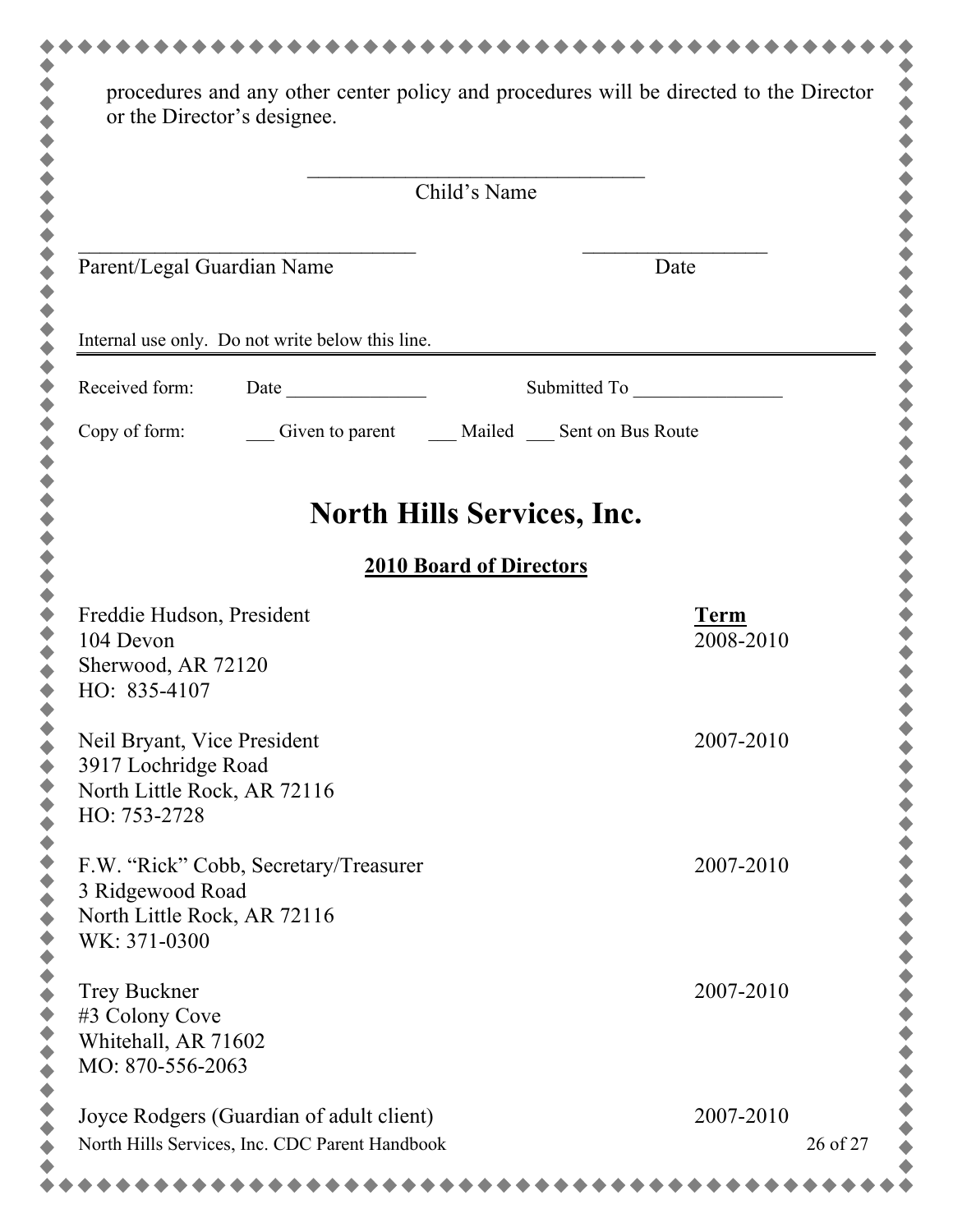procedures and any other center policy and procedures will be directed to the Director or the Director's designee.

\_\_\_\_\_\_\_\_\_\_\_\_\_\_\_\_\_\_\_\_\_\_\_\_\_\_\_\_\_\_\_\_
Child's Name

\_\_\_\_\_\_\_\_\_\_\_\_\_\_\_\_\_\_\_\_\_\_\_\_\_\_\_\_\_\_\_\_ \_\_\_\_\_\_\_\_\_\_\_\_\_\_\_\_\_\_
Parent/Legal Guardian Name Date

Internal use only. Do not write below this line.

---

Received form: Date \_\_\_\_\_\_\_\_\_\_\_\_\_\_\_ Submitted To \_\_\_\_\_\_\_\_\_\_\_\_\_\_\_\_

Copy of form: \_\_\_ Given to parent \_\_\_ Mailed \_\_\_ Sent on Bus Route

# North Hills Services, Inc.

## 2010 Board of Directors

| | **Term** |
|---|---|
| Freddie Hudson, President<br>104 Devon<br>Sherwood, AR 72120<br>HO: 835-4107 | 2008-2010 |
| Neil Bryant, Vice President<br>3917 Lochridge Road<br>North Little Rock, AR 72116<br>HO: 753-2728 | 2007-2010 |
| F.W. "Rick" Cobb, Secretary/Treasurer<br>3 Ridgewood Road<br>North Little Rock, AR 72116<br>WK: 371-0300 | 2007-2010 |
| Trey Buckner<br>#3 Colony Cove<br>Whitehall, AR 71602<br>MO: 870-556-2063 | 2007-2010 |
| Joyce Rodgers (Guardian of adult client) | 2007-2010 |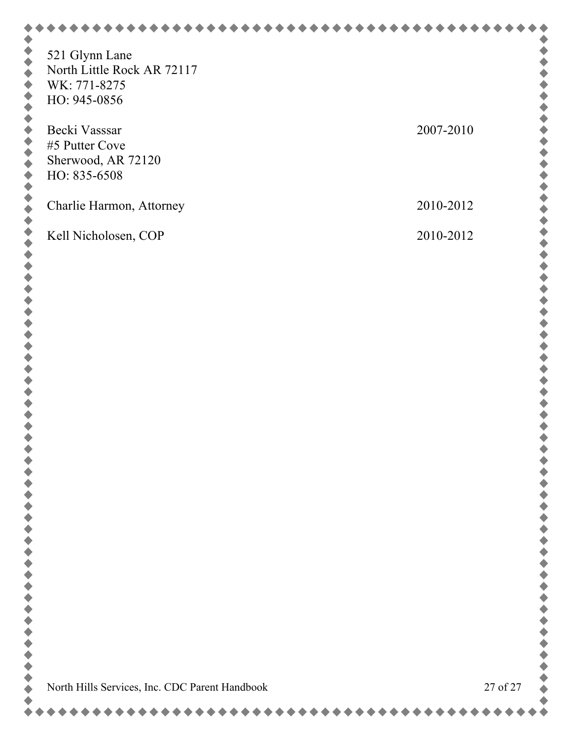521 Glynn Lane
North Little Rock AR 72117
WK: 771-8275
HO: 945-0856

| | |
|---|---|
| Becki Vasssar<br>#5 Putter Cove<br>Sherwood, AR 72120<br>HO: 835-6508 | 2007-2010 |
| Charlie Harmon, Attorney | 2010-2012 |
| Kell Nicholosen, COP | 2010-2012 |